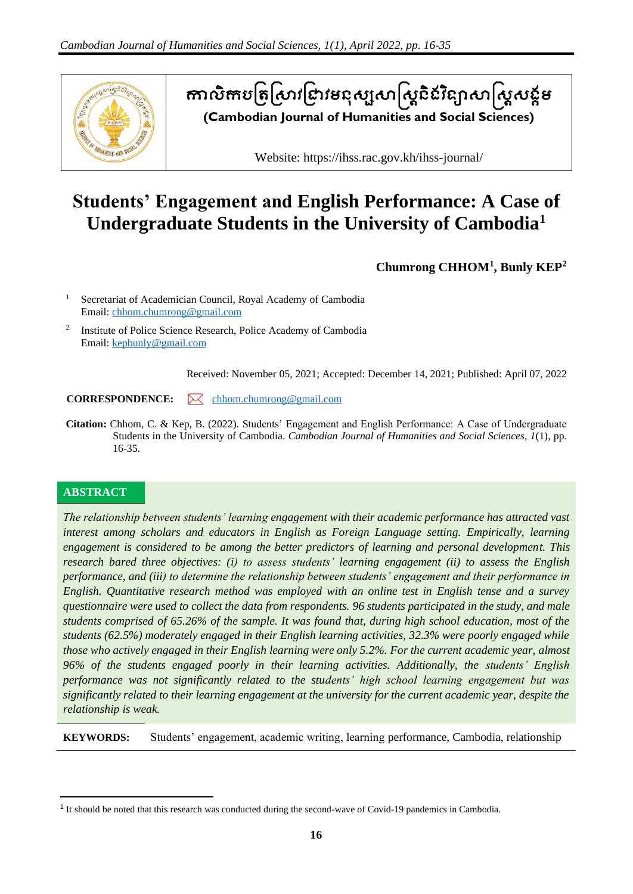កាលិកបត្រស្រាវជ្រាវមនុស្សសាស្ត្រនិងវិទ្យាសាស្ត្រសង្គម

**(Cambodian Journal of Humanities and Social Sciences)**

Website: https://ihss.rac.gov.kh/ihss-journal/

# Students' Engagement and English Performance: A Case of Undergraduate Students in the University of Cambodia[1]

**Chumrong CHHOM[1], Bunly KEP[2]**

[1] Secretariat of Academician Council, Royal Academy of Cambodia
Email: chhom.chumrong@gmail.com

[2] Institute of Police Science Research, Police Academy of Cambodia
Email: kepbunly@gmail.com

Received: November 05, 2021; Accepted: December 14, 2021; Published: April 07, 2022

**CORRESPONDENCE:** chhom.chumrong@gmail.com

**Citation:** Chhom, C. & Kep, B. (2022). Students' Engagement and English Performance: A Case of Undergraduate Students in the University of Cambodia. *Cambodian Journal of Humanities and Social Sciences*, *1*(1), pp. 16-35.

## ABSTRACT

*The relationship between students' learning engagement with their academic performance has attracted vast interest among scholars and educators in English as Foreign Language setting. Empirically, learning engagement is considered to be among the better predictors of learning and personal development. This research bared three objectives: (i) to assess students' learning engagement (ii) to assess the English performance, and (iii) to determine the relationship between students' engagement and their performance in English. Quantitative research method was employed with an online test in English tense and a survey questionnaire were used to collect the data from respondents. 96 students participated in the study, and male students comprised of 65.26% of the sample. It was found that, during high school education, most of the students (62.5%) moderately engaged in their English learning activities, 32.3% were poorly engaged while those who actively engaged in their English learning were only 5.2%. For the current academic year, almost 96% of the students engaged poorly in their learning activities. Additionally, the students' English performance was not significantly related to the students' high school learning engagement but was significantly related to their learning engagement at the university for the current academic year, despite the relationship is weak.*

**KEYWORDS:** Students' engagement, academic writing, learning performance, Cambodia, relationship

[1] It should be noted that this research was conducted during the second-wave of Covid-19 pandemics in Cambodia.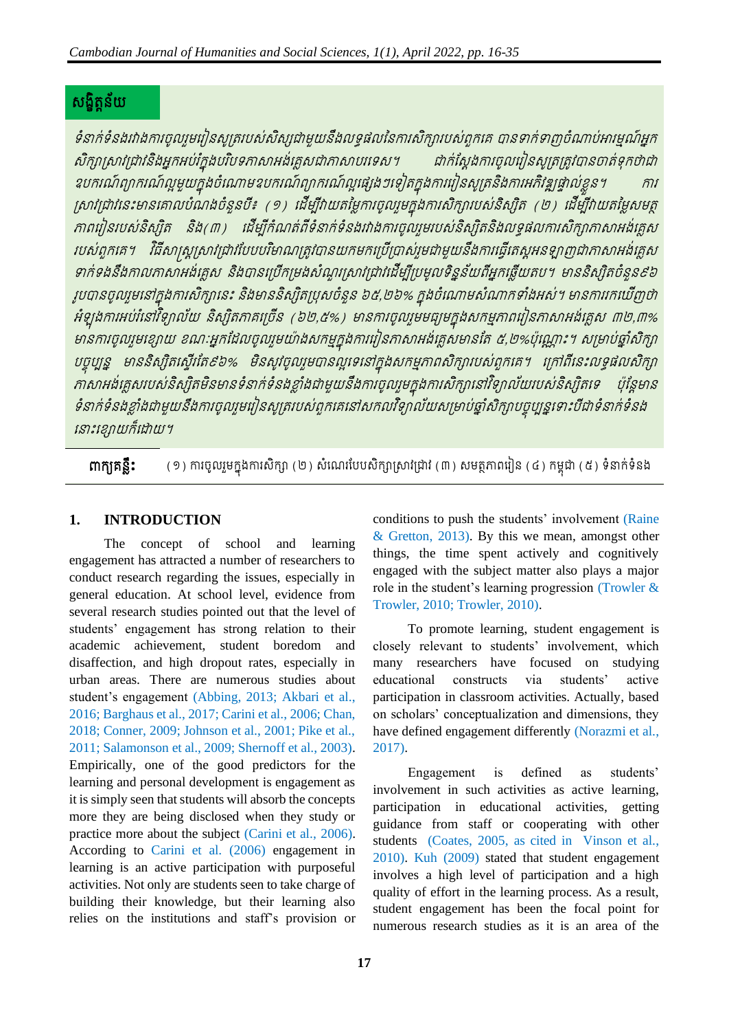## សង្ខិត្តន័យ

*ទំនាក់ទំនងរវាងការចូលរួមរៀនសូត្ររបស់សិស្សជាមួយនឹងលទ្ធផលនៃការសិក្សារបស់ពួកគេ បានទាក់ទាញចំណាប់អារម្មណ៍អ្នកសិក្សាស្រាវជ្រាវនិងអ្នកអប់រំក្នុងបរិបទភាសាអង់គ្លេសជាភាសាបរទេស។ ជាក់ស្តែងការចូលរៀនសូត្រត្រូវបានចាត់ទុកថាជាឧបករណ៍ព្យាករណ៍ល្អមួយក្នុងចំណោមឧបករណ៍ព្យាករណ៍ល្អផ្សេងៗទៀតក្នុងការរៀនសូត្រនិងការអភិវឌ្ឍផ្ទាល់ខ្លួន។ ការស្រាវជ្រាវនេះមានគោលបំណងចំនួនបី៖ (១) ដើម្បីវាយតម្លៃការចូលរួមក្នុងការសិក្សារបស់និស្សិត (២) ដើម្បីវាយតម្លៃសមត្ថភាពរៀនរបស់និស្សិត និង(៣) ដើម្បីកំណត់ពីទំនាក់ទំនងរវាងការចូលរួមរបស់និស្សិតនិងលទ្ធផលការសិក្សាភាសាអង់គ្លេសរបស់ពួកគេ។ វិធីសាស្ត្រស្រាវជ្រាវបែបបរិមាណត្រូវបានយកមកប្រើប្រាស់រួមជាមួយនឹងការធ្វើតេស្តអនឡាញជាភាសាអង់គ្លេសទាក់ទងនឹងកាលភាសាអង់គ្លេស និងបានប្រើកម្រងសំណួរស្រាវជ្រាវដើម្បីប្រមូលទិន្នន័យពីអ្នកឆ្លើយតប។ មាននិស្សិតចំនួន៩៦រូបបានចូលរួមនៅក្នុងការសិក្សានេះ និងមាននិស្សិតប្រុសចំនួន ៦៥,៧៦% ក្នុងចំណោមសំណាកទាំងអស់។ មានការរកឃើញថាអំឡុងការអប់រំនៅវិទ្យាល័យ និស្សិតភាគច្រើន (៦៧,៥%) មានការចូលរួមមធ្យមក្នុងសកម្មភាពរៀនភាសាអង់គ្លេស ៣២,៣% មានការចូលរួមខ្សោយ ខណៈអ្នកដែលចូលរួមយ៉ាងសកម្មក្នុងការរៀនភាសាអង់គ្លេសមានតែ ៥,២%ប៉ុណ្ណោះ។ សម្រាប់ឆ្នាំសិក្សាបច្ចុប្បន្ន មាននិស្សិតស្ទើរតែ៩៦% មិនសូវចូលរួមបានល្អទេនៅក្នុងសកម្មភាពសិក្សារបស់ពួកគេ។ ក្រៅពីនេះលទ្ធផលសិក្សាភាសាអង់គ្លេសរបស់និស្សិតមិនមានទំនាក់ទំនងខ្លាំងជាមួយនឹងការចូលរួមក្នុងការសិក្សានៅវិទ្យាល័យរបស់និស្សិតទេ ប៉ុន្តែមានទំនាក់ទំនងខ្លាំងជាមួយនឹងការចូលរួមរៀនសូត្ររបស់ពួកគេនៅសកលវិទ្យាល័យសម្រាប់ឆ្នាំសិក្សាបច្ចុប្បន្នទោះបីជាទំនាក់ទំនងនោះខ្សោយក៏ដោយ។*

**ពាក្យគន្លឹះ:** (១) ការចូលរួមក្នុងការសិក្សា (២) សំណេរបែបសិក្សាស្រាវជ្រាវ (៣) សមត្ថភាពរៀន (៤) កម្ពុជា (៥) ទំនាក់ទំនង

## 1. INTRODUCTION

The concept of school and learning engagement has attracted a number of researchers to conduct research regarding the issues, especially in general education. At school level, evidence from several research studies pointed out that the level of students' engagement has strong relation to their academic achievement, student boredom and disaffection, and high dropout rates, especially in urban areas. There are numerous studies about student's engagement (Abbing, 2013; Akbari et al., 2016; Barghaus et al., 2017; Carini et al., 2006; Chan, 2018; Conner, 2009; Johnson et al., 2001; Pike et al., 2011; Salamonson et al., 2009; Shernoff et al., 2003). Empirically, one of the good predictors for the learning and personal development is engagement as it is simply seen that students will absorb the concepts more they are being disclosed when they study or practice more about the subject (Carini et al., 2006). According to Carini et al. (2006) engagement in learning is an active participation with purposeful activities. Not only are students seen to take charge of building their knowledge, but their learning also relies on the institutions and staff's provision or conditions to push the students' involvement (Raine & Gretton, 2013). By this we mean, amongst other things, the time spent actively and cognitively engaged with the subject matter also plays a major role in the student's learning progression (Trowler & Trowler, 2010; Trowler, 2010).

To promote learning, student engagement is closely relevant to students' involvement, which many researchers have focused on studying educational constructs via students' active participation in classroom activities. Actually, based on scholars' conceptualization and dimensions, they have defined engagement differently (Norazmi et al., 2017).

Engagement is defined as students' involvement in such activities as active learning, participation in educational activities, getting guidance from staff or cooperating with other students (Coates, 2005, as cited in Vinson et al., 2010). Kuh (2009) stated that student engagement involves a high level of participation and a high quality of effort in the learning process. As a result, student engagement has been the focal point for numerous research studies as it is an area of the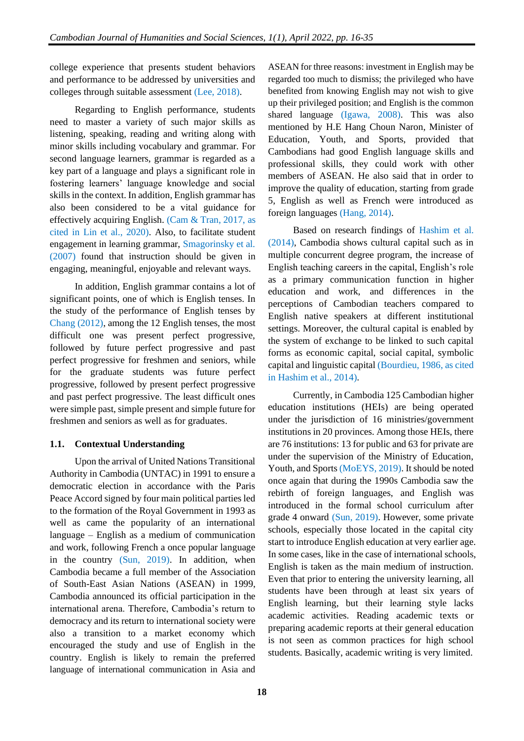college experience that presents student behaviors and performance to be addressed by universities and colleges through suitable assessment (Lee, 2018).

Regarding to English performance, students need to master a variety of such major skills as listening, speaking, reading and writing along with minor skills including vocabulary and grammar. For second language learners, grammar is regarded as a key part of a language and plays a significant role in fostering learners' language knowledge and social skills in the context. In addition, English grammar has also been considered to be a vital guidance for effectively acquiring English. (Cam & Tran, 2017, as cited in Lin et al., 2020). Also, to facilitate student engagement in learning grammar, Smagorinsky et al. (2007) found that instruction should be given in engaging, meaningful, enjoyable and relevant ways.

In addition, English grammar contains a lot of significant points, one of which is English tenses. In the study of the performance of English tenses by Chang (2012), among the 12 English tenses, the most difficult one was present perfect progressive, followed by future perfect progressive and past perfect progressive for freshmen and seniors, while for the graduate students was future perfect progressive, followed by present perfect progressive and past perfect progressive. The least difficult ones were simple past, simple present and simple future for freshmen and seniors as well as for graduates.

### 1.1. Contextual Understanding

Upon the arrival of United Nations Transitional Authority in Cambodia (UNTAC) in 1991 to ensure a democratic election in accordance with the Paris Peace Accord signed by four main political parties led to the formation of the Royal Government in 1993 as well as came the popularity of an international language – English as a medium of communication and work, following French a once popular language in the country (Sun, 2019). In addition, when Cambodia became a full member of the Association of South-East Asian Nations (ASEAN) in 1999, Cambodia announced its official participation in the international arena. Therefore, Cambodia's return to democracy and its return to international society were also a transition to a market economy which encouraged the study and use of English in the country. English is likely to remain the preferred language of international communication in Asia and ASEAN for three reasons: investment in English may be regarded too much to dismiss; the privileged who have benefited from knowing English may not wish to give up their privileged position; and English is the common shared language (Igawa, 2008). This was also mentioned by H.E Hang Choun Naron, Minister of Education, Youth, and Sports, provided that Cambodians had good English language skills and professional skills, they could work with other members of ASEAN. He also said that in order to improve the quality of education, starting from grade 5, English as well as French were introduced as foreign languages (Hang, 2014).

Based on research findings of Hashim et al. (2014), Cambodia shows cultural capital such as in multiple concurrent degree program, the increase of English teaching careers in the capital, English's role as a primary communication function in higher education and work, and differences in the perceptions of Cambodian teachers compared to English native speakers at different institutional settings. Moreover, the cultural capital is enabled by the system of exchange to be linked to such capital forms as economic capital, social capital, symbolic capital and linguistic capital (Bourdieu, 1986, as cited in Hashim et al., 2014).

Currently, in Cambodia 125 Cambodian higher education institutions (HEIs) are being operated under the jurisdiction of 16 ministries/government institutions in 20 provinces. Among those HEIs, there are 76 institutions: 13 for public and 63 for private are under the supervision of the Ministry of Education, Youth, and Sports (MoEYS, 2019). It should be noted once again that during the 1990s Cambodia saw the rebirth of foreign languages, and English was introduced in the formal school curriculum after grade 4 onward (Sun, 2019). However, some private schools, especially those located in the capital city start to introduce English education at very earlier age. In some cases, like in the case of international schools, English is taken as the main medium of instruction. Even that prior to entering the university learning, all students have been through at least six years of English learning, but their learning style lacks academic activities. Reading academic texts or preparing academic reports at their general education is not seen as common practices for high school students. Basically, academic writing is very limited.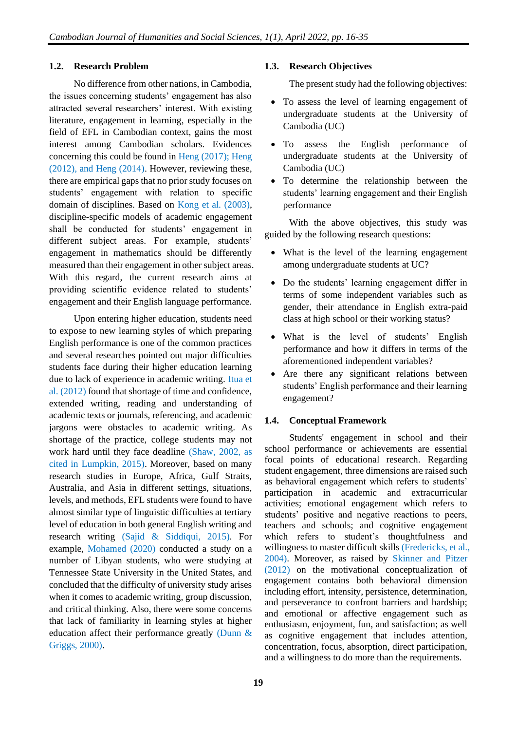## 1.2. Research Problem

No difference from other nations, in Cambodia, the issues concerning students' engagement has also attracted several researchers' interest. With existing literature, engagement in learning, especially in the field of EFL in Cambodian context, gains the most interest among Cambodian scholars. Evidences concerning this could be found in Heng (2017); Heng (2012), and Heng (2014). However, reviewing these, there are empirical gaps that no prior study focuses on students' engagement with relation to specific domain of disciplines. Based on Kong et al. (2003), discipline-specific models of academic engagement shall be conducted for students' engagement in different subject areas. For example, students' engagement in mathematics should be differently measured than their engagement in other subject areas. With this regard, the current research aims at providing scientific evidence related to students' engagement and their English language performance.

Upon entering higher education, students need to expose to new learning styles of which preparing English performance is one of the common practices and several researches pointed out major difficulties students face during their higher education learning due to lack of experience in academic writing. Itua et al. (2012) found that shortage of time and confidence, extended writing, reading and understanding of academic texts or journals, referencing, and academic jargons were obstacles to academic writing. As shortage of the practice, college students may not work hard until they face deadline (Shaw, 2002, as cited in Lumpkin, 2015). Moreover, based on many research studies in Europe, Africa, Gulf Straits, Australia, and Asia in different settings, situations, levels, and methods, EFL students were found to have almost similar type of linguistic difficulties at tertiary level of education in both general English writing and research writing (Sajid & Siddiqui, 2015). For example, Mohamed (2020) conducted a study on a number of Libyan students, who were studying at Tennessee State University in the United States, and concluded that the difficulty of university study arises when it comes to academic writing, group discussion, and critical thinking. Also, there were some concerns that lack of familiarity in learning styles at higher education affect their performance greatly (Dunn & Griggs, 2000).

## 1.3. Research Objectives

The present study had the following objectives:

- To assess the level of learning engagement of undergraduate students at the University of Cambodia (UC)
- To assess the English performance of undergraduate students at the University of Cambodia (UC)
- To determine the relationship between the students' learning engagement and their English performance

With the above objectives, this study was guided by the following research questions:

- What is the level of the learning engagement among undergraduate students at UC?
- Do the students' learning engagement differ in terms of some independent variables such as gender, their attendance in English extra-paid class at high school or their working status?
- What is the level of students' English performance and how it differs in terms of the aforementioned independent variables?
- Are there any significant relations between students' English performance and their learning engagement?

## 1.4. Conceptual Framework

Students' engagement in school and their school performance or achievements are essential focal points of educational research. Regarding student engagement, three dimensions are raised such as behavioral engagement which refers to students' participation in academic and extracurricular activities; emotional engagement which refers to students' positive and negative reactions to peers, teachers and schools; and cognitive engagement which refers to student's thoughtfulness and willingness to master difficult skills (Fredericks, et al., 2004). Moreover, as raised by Skinner and Pitzer (2012) on the motivational conceptualization of engagement contains both behavioral dimension including effort, intensity, persistence, determination, and perseverance to confront barriers and hardship; and emotional or affective engagement such as enthusiasm, enjoyment, fun, and satisfaction; as well as cognitive engagement that includes attention, concentration, focus, absorption, direct participation, and a willingness to do more than the requirements.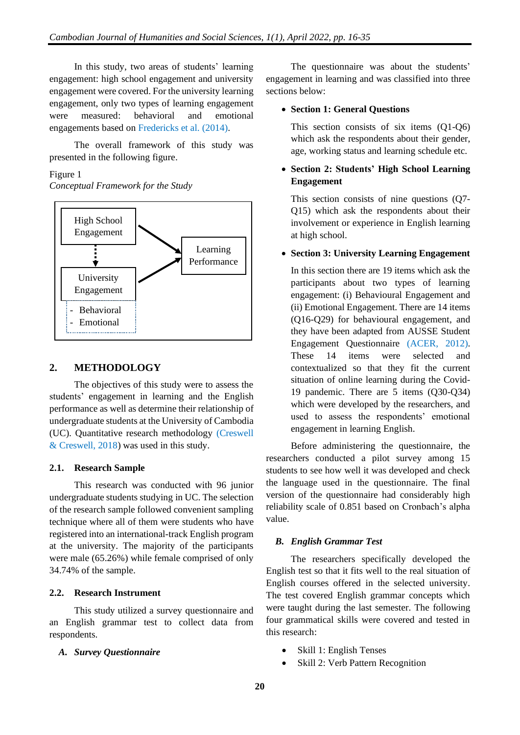In this study, two areas of students' learning engagement: high school engagement and university engagement were covered. For the university learning engagement, only two types of learning engagement were measured: behavioral and emotional engagements based on Fredericks et al. (2014).

The overall framework of this study was presented in the following figure.

Figure 1
*Conceptual Framework for the Study*

High School Engagement → Learning Performance

University Engagement → Learning Performance

University Engagement:
- Behavioral
- Emotional

## 2. METHODOLOGY

The objectives of this study were to assess the students' engagement in learning and the English performance as well as determine their relationship of undergraduate students at the University of Cambodia (UC). Quantitative research methodology (Creswell & Creswell, 2018) was used in this study.

### 2.1. Research Sample

This research was conducted with 96 junior undergraduate students studying in UC. The selection of the research sample followed convenient sampling technique where all of them were students who have registered into an international-track English program at the university. The majority of the participants were male (65.26%) while female comprised of only 34.74% of the sample.

### 2.2. Research Instrument

This study utilized a survey questionnaire and an English grammar test to collect data from respondents.

#### *A. Survey Questionnaire*

The questionnaire was about the students' engagement in learning and was classified into three sections below:

- **Section 1: General Questions**

  This section consists of six items (Q1-Q6) which ask the respondents about their gender, age, working status and learning schedule etc.

- **Section 2: Students' High School Learning Engagement**

  This section consists of nine questions (Q7-Q15) which ask the respondents about their involvement or experience in English learning at high school.

- **Section 3: University Learning Engagement**

  In this section there are 19 items which ask the participants about two types of learning engagement: (i) Behavioural Engagement and (ii) Emotional Engagement. There are 14 items (Q16-Q29) for behavioural engagement, and they have been adapted from AUSSE Student Engagement Questionnaire (ACER, 2012). These 14 items were selected and contextualized so that they fit the current situation of online learning during the Covid-19 pandemic. There are 5 items (Q30-Q34) which were developed by the researchers, and used to assess the respondents' emotional engagement in learning English.

Before administering the questionnaire, the researchers conducted a pilot survey among 15 students to see how well it was developed and check the language used in the questionnaire. The final version of the questionnaire had considerably high reliability scale of 0.851 based on Cronbach's alpha value.

#### *B. English Grammar Test*

The researchers specifically developed the English test so that it fits well to the real situation of English courses offered in the selected university. The test covered English grammar concepts which were taught during the last semester. The following four grammatical skills were covered and tested in this research:

- Skill 1: English Tenses
- Skill 2: Verb Pattern Recognition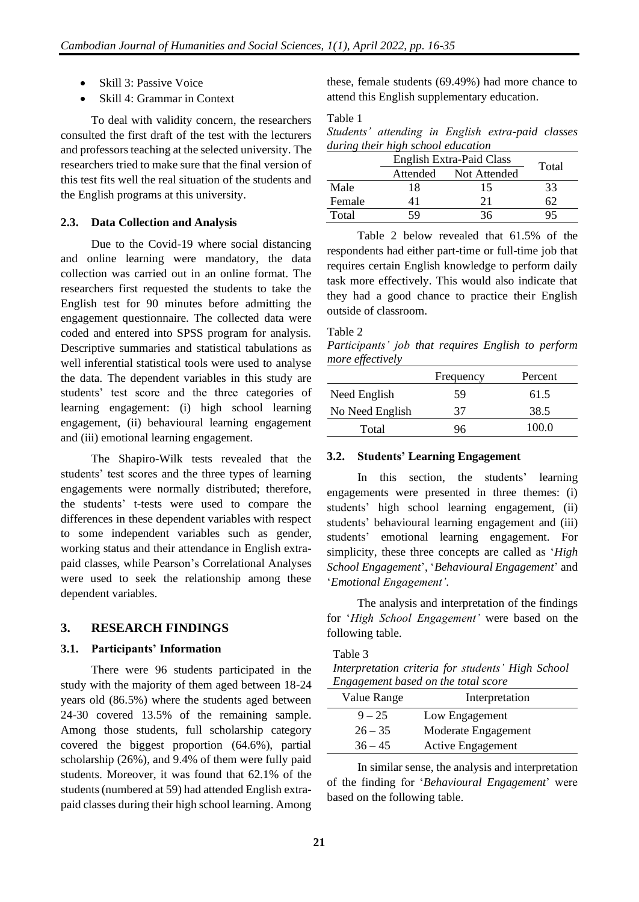- Skill 3: Passive Voice
- Skill 4: Grammar in Context

To deal with validity concern, the researchers consulted the first draft of the test with the lecturers and professors teaching at the selected university. The researchers tried to make sure that the final version of this test fits well the real situation of the students and the English programs at this university.

### 2.3. Data Collection and Analysis

Due to the Covid-19 where social distancing and online learning were mandatory, the data collection was carried out in an online format. The researchers first requested the students to take the English test for 90 minutes before admitting the engagement questionnaire. The collected data were coded and entered into SPSS program for analysis. Descriptive summaries and statistical tabulations as well inferential statistical tools were used to analyse the data. The dependent variables in this study are students' test score and the three categories of learning engagement: (i) high school learning engagement, (ii) behavioural learning engagement and (iii) emotional learning engagement.

The Shapiro-Wilk tests revealed that the students' test scores and the three types of learning engagements were normally distributed; therefore, the students' t-tests were used to compare the differences in these dependent variables with respect to some independent variables such as gender, working status and their attendance in English extra-paid classes, while Pearson's Correlational Analyses were used to seek the relationship among these dependent variables.

## 3. RESEARCH FINDINGS

### 3.1. Participants' Information

There were 96 students participated in the study with the majority of them aged between 18-24 years old (86.5%) where the students aged between 24-30 covered 13.5% of the remaining sample. Among those students, full scholarship category covered the biggest proportion (64.6%), partial scholarship (26%), and 9.4% of them were fully paid students. Moreover, it was found that 62.1% of the students (numbered at 59) had attended English extra-paid classes during their high school learning. Among these, female students (69.49%) had more chance to attend this English supplementary education.

Table 1

*Students' attending in English extra-paid classes during their high school education*

| | English Extra-Paid Class | | Total |
|---|---|---|---|
| | Attended | Not Attended | |
| Male | 18 | 15 | 33 |
| Female | 41 | 21 | 62 |
| Total | 59 | 36 | 95 |

Table 2 below revealed that 61.5% of the respondents had either part-time or full-time job that requires certain English knowledge to perform daily task more effectively. This would also indicate that they had a good chance to practice their English outside of classroom.

Table 2

*Participants' job that requires English to perform more effectively*

| | Frequency | Percent |
|---|---|---|
| Need English | 59 | 61.5 |
| No Need English | 37 | 38.5 |
| Total | 96 | 100.0 |

### 3.2. Students' Learning Engagement

In this section, the students' learning engagements were presented in three themes: (i) students' high school learning engagement, (ii) students' behavioural learning engagement and (iii) students' emotional learning engagement. For simplicity, these three concepts are called as '*High School Engagement*', '*Behavioural Engagement*' and '*Emotional Engagement'*.

The analysis and interpretation of the findings for '*High School Engagement'* were based on the following table.

Table 3

*Interpretation criteria for students' High School Engagement based on the total score*

| Value Range | Interpretation |
|---|---|
| 9 – 25 | Low Engagement |
| 26 – 35 | Moderate Engagement |
| 36 – 45 | Active Engagement |

In similar sense, the analysis and interpretation of the finding for '*Behavioural Engagement*' were based on the following table.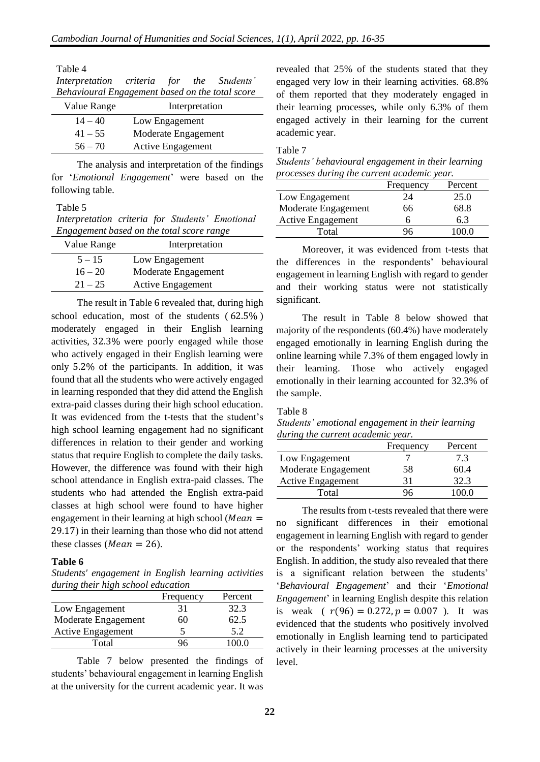Table 4

*Interpretation criteria for the Students' Behavioural Engagement based on the total score*

| Value Range | Interpretation |
|---|---|
| 14 – 40 | Low Engagement |
| 41 – 55 | Moderate Engagement |
| 56 – 70 | Active Engagement |

The analysis and interpretation of the findings for '*Emotional Engagement*' were based on the following table.

Table 5

*Interpretation criteria for Students' Emotional Engagement based on the total score range*

| Value Range | Interpretation |
|---|---|
| 5 – 15 | Low Engagement |
| 16 – 20 | Moderate Engagement |
| 21 – 25 | Active Engagement |

The result in Table 6 revealed that, during high school education, most of the students ( 62.5% ) moderately engaged in their English learning activities, 32.3% were poorly engaged while those who actively engaged in their English learning were only 5.2% of the participants. In addition, it was found that all the students who were actively engaged in learning responded that they did attend the English extra-paid classes during their high school education. It was evidenced from the t-tests that the student's high school learning engagement had no significant differences in relation to their gender and working status that require English to complete the daily tasks. However, the difference was found with their high school attendance in English extra-paid classes. The students who had attended the English extra-paid classes at high school were found to have higher engagement in their learning at high school ($Mean = 29.17$) in their learning than those who did not attend these classes ($Mean = 26$).

**Table 6**

*Students' engagement in English learning activities during their high school education*

| | Frequency | Percent |
|---|---|---|
| Low Engagement | 31 | 32.3 |
| Moderate Engagement | 60 | 62.5 |
| Active Engagement | 5 | 5.2 |
| Total | 96 | 100.0 |

Table 7 below presented the findings of students' behavioural engagement in learning English at the university for the current academic year. It was revealed that 25% of the students stated that they engaged very low in their learning activities. 68.8% of them reported that they moderately engaged in their learning processes, while only 6.3% of them engaged actively in their learning for the current academic year.

Table 7

*Students' behavioural engagement in their learning processes during the current academic year.*

| | Frequency | Percent |
|---|---|---|
| Low Engagement | 24 | 25.0 |
| Moderate Engagement | 66 | 68.8 |
| Active Engagement | 6 | 6.3 |
| Total | 96 | 100.0 |

Moreover, it was evidenced from t-tests that the differences in the respondents' behavioural engagement in learning English with regard to gender and their working status were not statistically significant.

The result in Table 8 below showed that majority of the respondents (60.4%) have moderately engaged emotionally in learning English during the online learning while 7.3% of them engaged lowly in their learning. Those who actively engaged emotionally in their learning accounted for 32.3% of the sample.

Table 8

*Students' emotional engagement in their learning during the current academic year.*

| | Frequency | Percent |
|---|---|---|
| Low Engagement | 7 | 7.3 |
| Moderate Engagement | 58 | 60.4 |
| Active Engagement | 31 | 32.3 |
| Total | 96 | 100.0 |

The results from t-tests revealed that there were no significant differences in their emotional engagement in learning English with regard to gender or the respondents' working status that requires English. In addition, the study also revealed that there is a significant relation between the students' '*Behavioural Engagement*' and their '*Emotional Engagement*' in learning English despite this relation is weak ( $r(96) = 0.272, p = 0.007$ ). It was evidenced that the students who positively involved emotionally in English learning tend to participated actively in their learning processes at the university level.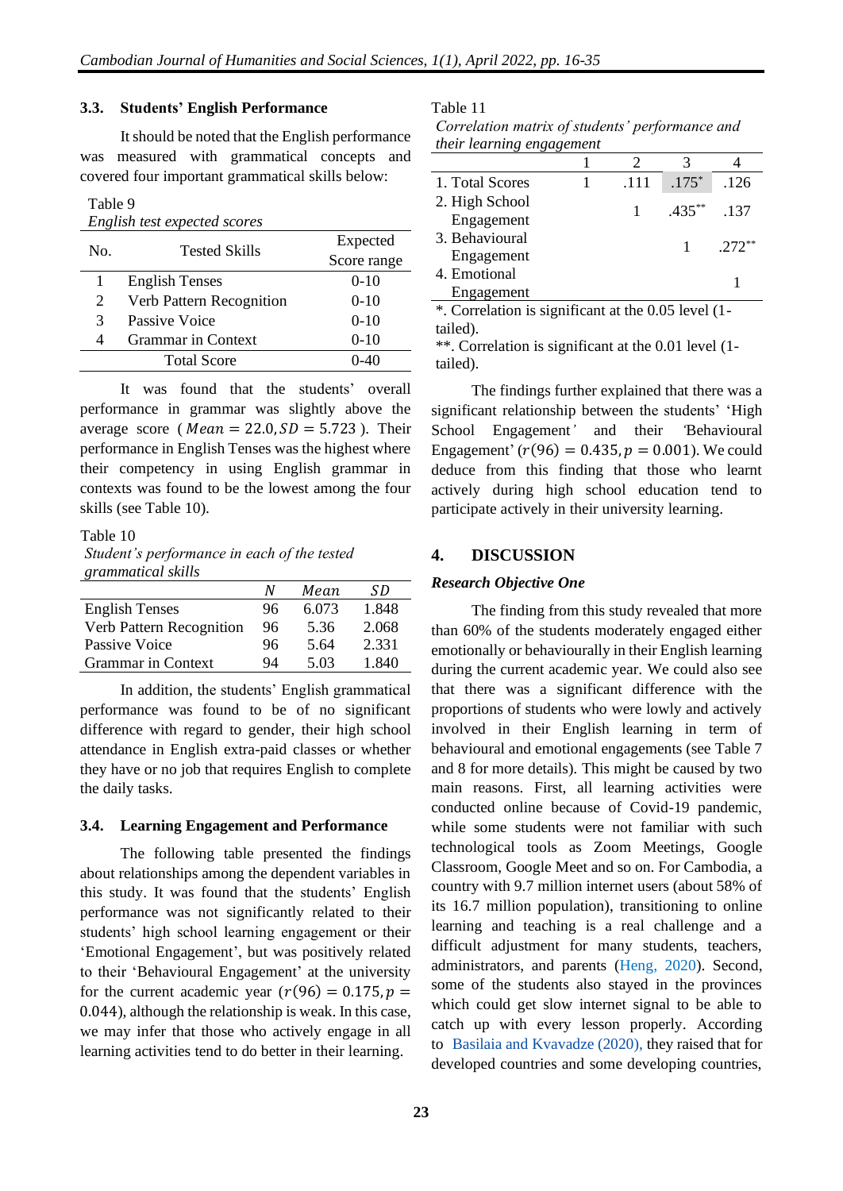### 3.3. Students' English Performance

It should be noted that the English performance was measured with grammatical concepts and covered four important grammatical skills below:

Table 9
*English test expected scores*

| No. | Tested Skills | Expected Score range |
|---|---|---|
| 1 | English Tenses | 0-10 |
| 2 | Verb Pattern Recognition | 0-10 |
| 3 | Passive Voice | 0-10 |
| 4 | Grammar in Context | 0-10 |
| | Total Score | 0-40 |

It was found that the students' overall performance in grammar was slightly above the average score ($Mean = 22.0, SD = 5.723$). Their performance in English Tenses was the highest where their competency in using English grammar in contexts was found to be the lowest among the four skills (see Table 10).

Table 10
*Student's performance in each of the tested grammatical skills*

| | *N* | *Mean* | *SD* |
|---|---|---|---|
| English Tenses | 96 | 6.073 | 1.848 |
| Verb Pattern Recognition | 96 | 5.36 | 2.068 |
| Passive Voice | 96 | 5.64 | 2.331 |
| Grammar in Context | 94 | 5.03 | 1.840 |

In addition, the students' English grammatical performance was found to be of no significant difference with regard to gender, their high school attendance in English extra-paid classes or whether they have or no job that requires English to complete the daily tasks.

### 3.4. Learning Engagement and Performance

The following table presented the findings about relationships among the dependent variables in this study. It was found that the students' English performance was not significantly related to their students' high school learning engagement or their 'Emotional Engagement', but was positively related to their 'Behavioural Engagement' at the university for the current academic year ($r(96) = 0.175, p = 0.044$), although the relationship is weak. In this case, we may infer that those who actively engage in all learning activities tend to do better in their learning.

Table 11
*Correlation matrix of students' performance and their learning engagement*

| | 1 | 2 | 3 | 4 |
|---|---|---|---|---|
| 1. Total Scores | 1 | .111 | .175* | .126 |
| 2. High School Engagement | | 1 | .435** | .137 |
| 3. Behavioural Engagement | | | 1 | .272** |
| 4. Emotional Engagement | | | | 1 |

*. Correlation is significant at the 0.05 level (1-tailed).
**. Correlation is significant at the 0.01 level (1-tailed).

The findings further explained that there was a significant relationship between the students' 'High School Engagement' and their 'Behavioural Engagement' ($r(96) = 0.435, p = 0.001$). We could deduce from this finding that those who learnt actively during high school education tend to participate actively in their university learning.

## 4. DISCUSSION

***Research Objective One***

The finding from this study revealed that more than 60% of the students moderately engaged either emotionally or behaviourally in their English learning during the current academic year. We could also see that there was a significant difference with the proportions of students who were lowly and actively involved in their English learning in term of behavioural and emotional engagements (see Table 7 and 8 for more details). This might be caused by two main reasons. First, all learning activities were conducted online because of Covid-19 pandemic, while some students were not familiar with such technological tools as Zoom Meetings, Google Classroom, Google Meet and so on. For Cambodia, a country with 9.7 million internet users (about 58% of its 16.7 million population), transitioning to online learning and teaching is a real challenge and a difficult adjustment for many students, teachers, administrators, and parents (Heng, 2020). Second, some of the students also stayed in the provinces which could get slow internet signal to be able to catch up with every lesson properly. According to Basilaia and Kvavadze (2020), they raised that for developed countries and some developing countries,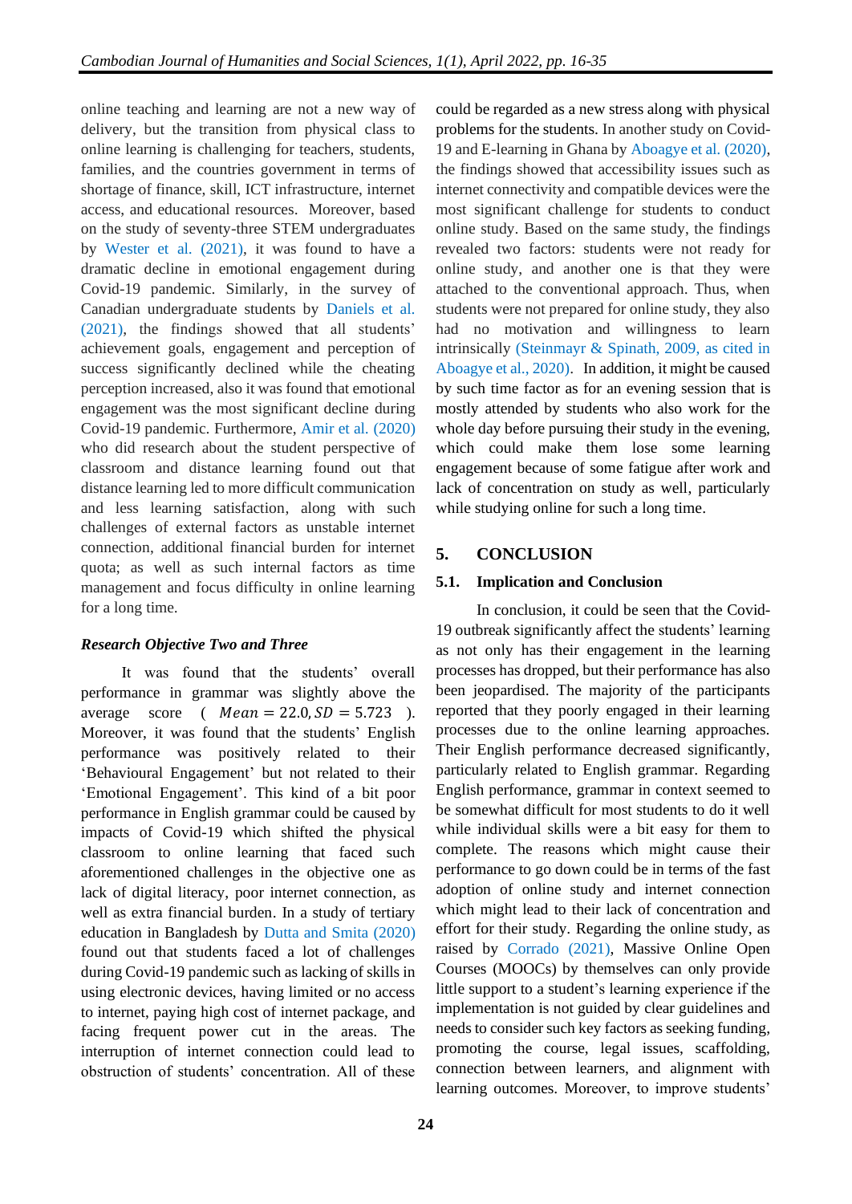online teaching and learning are not a new way of delivery, but the transition from physical class to online learning is challenging for teachers, students, families, and the countries government in terms of shortage of finance, skill, ICT infrastructure, internet access, and educational resources. Moreover, based on the study of seventy-three STEM undergraduates by Wester et al. (2021), it was found to have a dramatic decline in emotional engagement during Covid-19 pandemic. Similarly, in the survey of Canadian undergraduate students by Daniels et al. (2021), the findings showed that all students' achievement goals, engagement and perception of success significantly declined while the cheating perception increased, also it was found that emotional engagement was the most significant decline during Covid-19 pandemic. Furthermore, Amir et al. (2020) who did research about the student perspective of classroom and distance learning found out that distance learning led to more difficult communication and less learning satisfaction, along with such challenges of external factors as unstable internet connection, additional financial burden for internet quota; as well as such internal factors as time management and focus difficulty in online learning for a long time.

***Research Objective Two and Three***

It was found that the students' overall performance in grammar was slightly above the average score ( $Mean = 22.0, SD = 5.723$ ). Moreover, it was found that the students' English performance was positively related to their 'Behavioural Engagement' but not related to their 'Emotional Engagement'. This kind of a bit poor performance in English grammar could be caused by impacts of Covid-19 which shifted the physical classroom to online learning that faced such aforementioned challenges in the objective one as lack of digital literacy, poor internet connection, as well as extra financial burden. In a study of tertiary education in Bangladesh by Dutta and Smita (2020) found out that students faced a lot of challenges during Covid-19 pandemic such as lacking of skills in using electronic devices, having limited or no access to internet, paying high cost of internet package, and facing frequent power cut in the areas. The interruption of internet connection could lead to obstruction of students' concentration. All of these could be regarded as a new stress along with physical problems for the students. In another study on Covid-19 and E-learning in Ghana by Aboagye et al. (2020), the findings showed that accessibility issues such as internet connectivity and compatible devices were the most significant challenge for students to conduct online study. Based on the same study, the findings revealed two factors: students were not ready for online study, and another one is that they were attached to the conventional approach. Thus, when students were not prepared for online study, they also had no motivation and willingness to learn intrinsically (Steinmayr & Spinath, 2009, as cited in Aboagye et al., 2020). In addition, it might be caused by such time factor as for an evening session that is mostly attended by students who also work for the whole day before pursuing their study in the evening, which could make them lose some learning engagement because of some fatigue after work and lack of concentration on study as well, particularly while studying online for such a long time.

## 5. CONCLUSION

### 5.1. Implication and Conclusion

In conclusion, it could be seen that the Covid-19 outbreak significantly affect the students' learning as not only has their engagement in the learning processes has dropped, but their performance has also been jeopardised. The majority of the participants reported that they poorly engaged in their learning processes due to the online learning approaches. Their English performance decreased significantly, particularly related to English grammar. Regarding English performance, grammar in context seemed to be somewhat difficult for most students to do it well while individual skills were a bit easy for them to complete. The reasons which might cause their performance to go down could be in terms of the fast adoption of online study and internet connection which might lead to their lack of concentration and effort for their study. Regarding the online study, as raised by Corrado (2021), Massive Online Open Courses (MOOCs) by themselves can only provide little support to a student's learning experience if the implementation is not guided by clear guidelines and needs to consider such key factors as seeking funding, promoting the course, legal issues, scaffolding, connection between learners, and alignment with learning outcomes. Moreover, to improve students'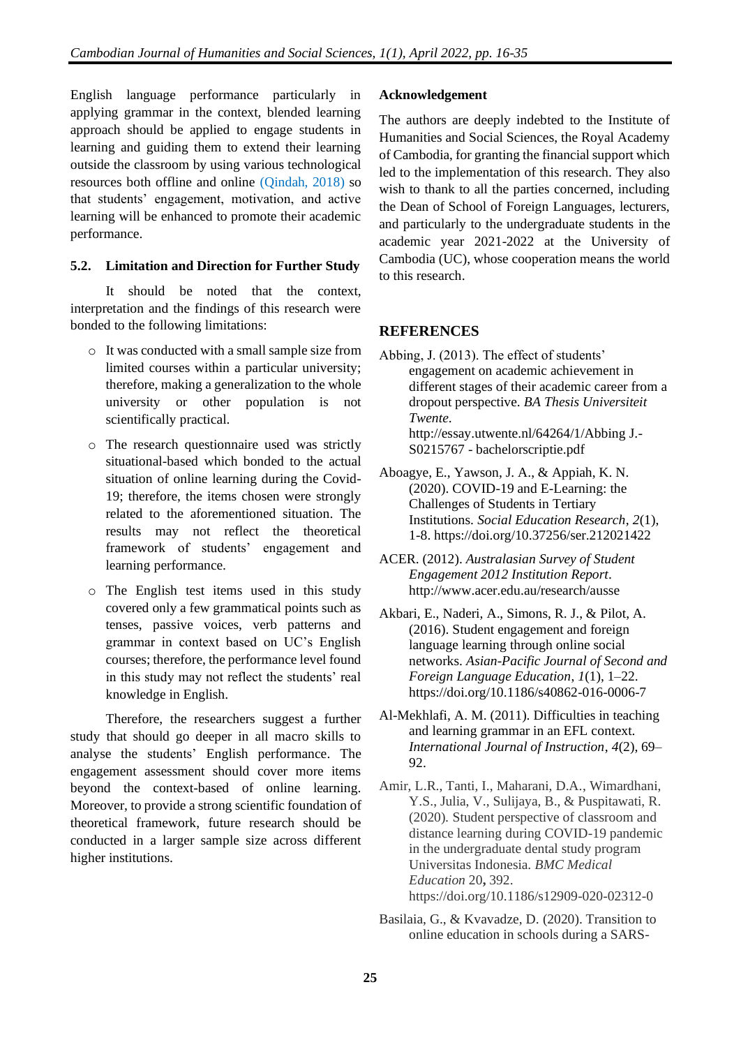English language performance particularly in applying grammar in the context, blended learning approach should be applied to engage students in learning and guiding them to extend their learning outside the classroom by using various technological resources both offline and online (Qindah, 2018) so that students' engagement, motivation, and active learning will be enhanced to promote their academic performance.

### 5.2. Limitation and Direction for Further Study

It should be noted that the context, interpretation and the findings of this research were bonded to the following limitations:

- It was conducted with a small sample size from limited courses within a particular university; therefore, making a generalization to the whole university or other population is not scientifically practical.
- The research questionnaire used was strictly situational-based which bonded to the actual situation of online learning during the Covid-19; therefore, the items chosen were strongly related to the aforementioned situation. The results may not reflect the theoretical framework of students' engagement and learning performance.
- The English test items used in this study covered only a few grammatical points such as tenses, passive voices, verb patterns and grammar in context based on UC's English courses; therefore, the performance level found in this study may not reflect the students' real knowledge in English.

Therefore, the researchers suggest a further study that should go deeper in all macro skills to analyse the students' English performance. The engagement assessment should cover more items beyond the context-based of online learning. Moreover, to provide a strong scientific foundation of theoretical framework, future research should be conducted in a larger sample size across different higher institutions.

### Acknowledgement

The authors are deeply indebted to the Institute of Humanities and Social Sciences, the Royal Academy of Cambodia, for granting the financial support which led to the implementation of this research. They also wish to thank to all the parties concerned, including the Dean of School of Foreign Languages, lecturers, and particularly to the undergraduate students in the academic year 2021-2022 at the University of Cambodia (UC), whose cooperation means the world to this research.

## REFERENCES

Abbing, J. (2013). The effect of students' engagement on academic achievement in different stages of their academic career from a dropout perspective. *BA Thesis Universiteit Twente*. http://essay.utwente.nl/64264/1/Abbing J.-S0215767 - bachelorscriptie.pdf

Aboagye, E., Yawson, J. A., & Appiah, K. N. (2020). COVID-19 and E-Learning: the Challenges of Students in Tertiary Institutions. *Social Education Research*, *2*(1), 1-8. https://doi.org/10.37256/ser.212021422

ACER. (2012). *Australasian Survey of Student Engagement 2012 Institution Report*. http://www.acer.edu.au/research/ausse

Akbari, E., Naderi, A., Simons, R. J., & Pilot, A. (2016). Student engagement and foreign language learning through online social networks. *Asian-Pacific Journal of Second and Foreign Language Education*, *1*(1), 1–22. https://doi.org/10.1186/s40862-016-0006-7

Al-Mekhlafi, A. M. (2011). Difficulties in teaching and learning grammar in an EFL context. *International Journal of Instruction*, *4*(2), 69–92.

Amir, L.R., Tanti, I., Maharani, D.A., Wimardhani, Y.S., Julia, V., Sulijaya, B., & Puspitawati, R. (2020). Student perspective of classroom and distance learning during COVID-19 pandemic in the undergraduate dental study program Universitas Indonesia. *BMC Medical Education* 20**,** 392. https://doi.org/10.1186/s12909-020-02312-0

Basilaia, G., & Kvavadze, D. (2020). Transition to online education in schools during a SARS-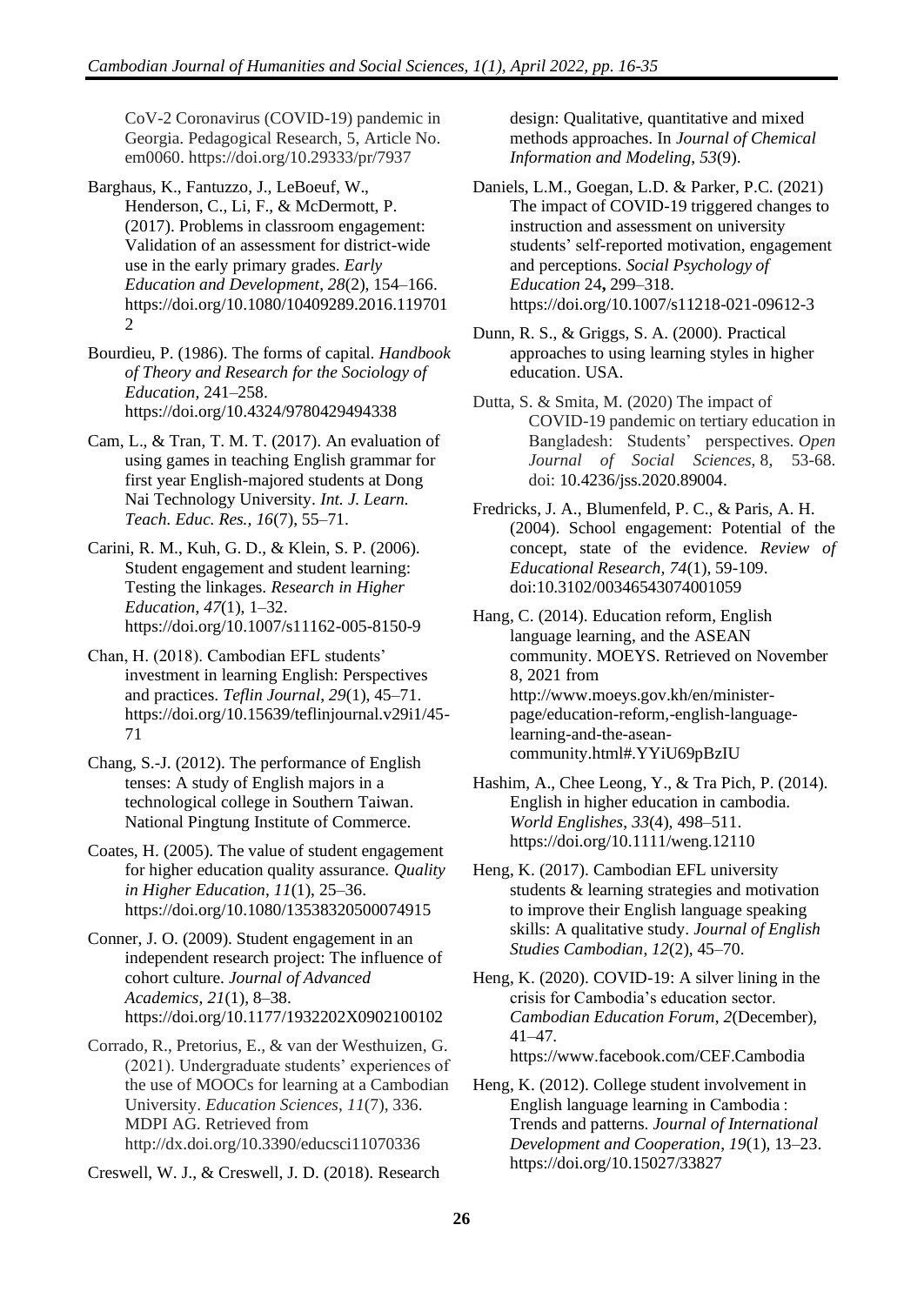CoV-2 Coronavirus (COVID-19) pandemic in Georgia. Pedagogical Research, 5, Article No. em0060. https://doi.org/10.29333/pr/7937

Barghaus, K., Fantuzzo, J., LeBoeuf, W., Henderson, C., Li, F., & McDermott, P. (2017). Problems in classroom engagement: Validation of an assessment for district-wide use in the early primary grades. *Early Education and Development*, *28*(2), 154–166. https://doi.org/10.1080/10409289.2016.1197012

Bourdieu, P. (1986). The forms of capital. *Handbook of Theory and Research for the Sociology of Education*, 241–258. https://doi.org/10.4324/9780429494338

Cam, L., & Tran, T. M. T. (2017). An evaluation of using games in teaching English grammar for first year English-majored students at Dong Nai Technology University. *Int. J. Learn. Teach. Educ. Res., 16*(7), 55–71.

Carini, R. M., Kuh, G. D., & Klein, S. P. (2006). Student engagement and student learning: Testing the linkages. *Research in Higher Education*, *47*(1), 1–32. https://doi.org/10.1007/s11162-005-8150-9

Chan, H. (2018). Cambodian EFL students' investment in learning English: Perspectives and practices. *Teflin Journal*, *29*(1), 45–71. https://doi.org/10.15639/teflinjournal.v29i1/45-71

Chang, S.-J. (2012). The performance of English tenses: A study of English majors in a technological college in Southern Taiwan. National Pingtung Institute of Commerce.

Coates, H. (2005). The value of student engagement for higher education quality assurance. *Quality in Higher Education*, *11*(1), 25–36. https://doi.org/10.1080/13538320500074915

Conner, J. O. (2009). Student engagement in an independent research project: The influence of cohort culture. *Journal of Advanced Academics*, *21*(1), 8–38. https://doi.org/10.1177/1932202X0902100102

Corrado, R., Pretorius, E., & van der Westhuizen, G. (2021). Undergraduate students' experiences of the use of MOOCs for learning at a Cambodian University. *Education Sciences*, *11*(7), 336. MDPI AG. Retrieved from http://dx.doi.org/10.3390/educsci11070336

Creswell, W. J., & Creswell, J. D. (2018). Research design: Qualitative, quantitative and mixed methods approaches. In *Journal of Chemical Information and Modeling, 53*(9).

Daniels, L.M., Goegan, L.D. & Parker, P.C. (2021) The impact of COVID-19 triggered changes to instruction and assessment on university students' self-reported motivation, engagement and perceptions. *Social Psychology of Education* 24**,** 299–318. https://doi.org/10.1007/s11218-021-09612-3

Dunn, R. S., & Griggs, S. A. (2000). Practical approaches to using learning styles in higher education. USA.

Dutta, S. & Smita, M. (2020) The impact of COVID-19 pandemic on tertiary education in Bangladesh: Students' perspectives. *Open Journal of Social Sciences*, 8, 53-68. doi: 10.4236/jss.2020.89004.

Fredricks, J. A., Blumenfeld, P. C., & Paris, A. H. (2004). School engagement: Potential of the concept, state of the evidence. *Review of Educational Research*, *74*(1), 59-109. doi:10.3102/00346543074001059

Hang, C. (2014). Education reform, English language learning, and the ASEAN community. MOEYS. Retrieved on November 8, 2021 from http://www.moeys.gov.kh/en/minister-page/education-reform,-english-language-learning-and-the-asean-community.html#.YYiU69pBzIU

Hashim, A., Chee Leong, Y., & Tra Pich, P. (2014). English in higher education in cambodia. *World Englishes*, *33*(4), 498–511. https://doi.org/10.1111/weng.12110

Heng, K. (2017). Cambodian EFL university students & learning strategies and motivation to improve their English language speaking skills: A qualitative study. *Journal of English Studies Cambodian*, *12*(2), 45–70.

Heng, K. (2020). COVID-19: A silver lining in the crisis for Cambodia's education sector. *Cambodian Education Forum*, *2*(December), 41–47. https://www.facebook.com/CEF.Cambodia

Heng, K. (2012). College student involvement in English language learning in Cambodia : Trends and patterns. *Journal of International Development and Cooperation*, *19*(1), 13–23. https://doi.org/10.15027/33827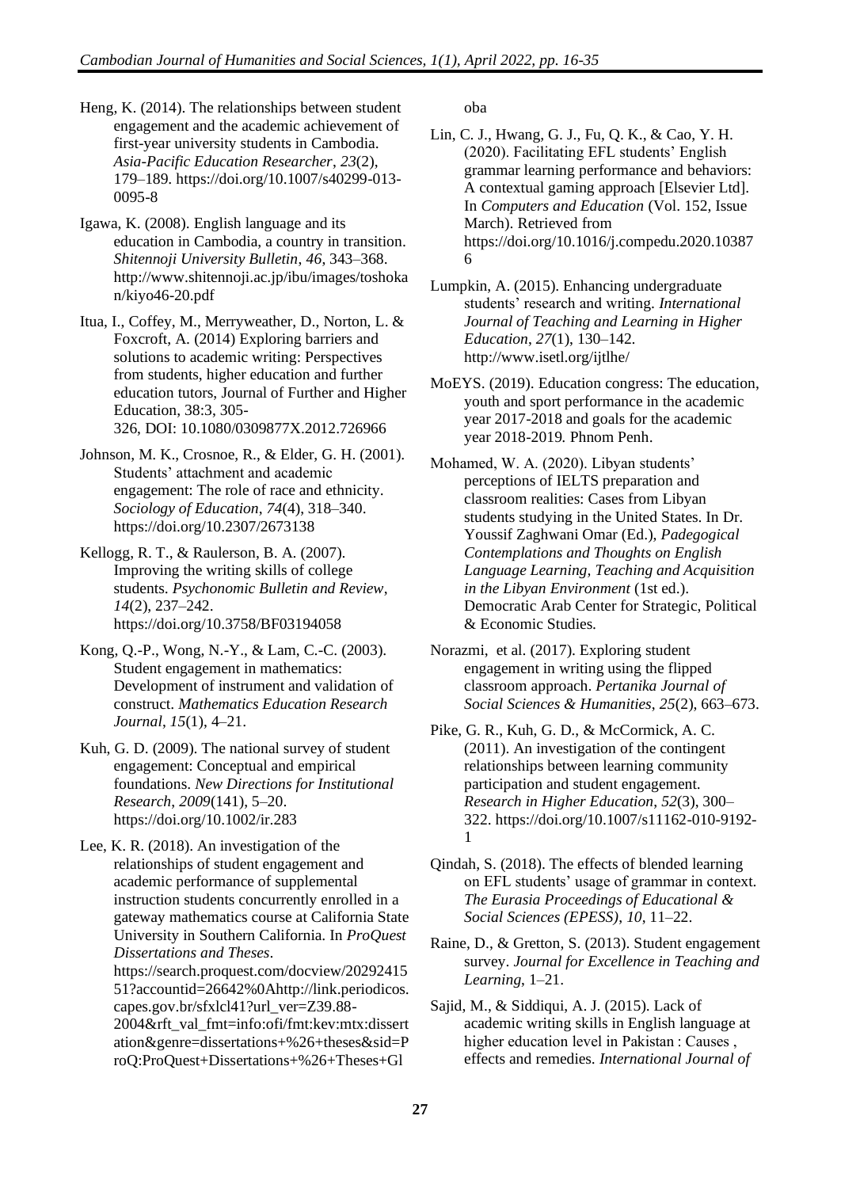Heng, K. (2014). The relationships between student engagement and the academic achievement of first-year university students in Cambodia. *Asia-Pacific Education Researcher*, *23*(2), 179–189. https://doi.org/10.1007/s40299-013-0095-8

Igawa, K. (2008). English language and its education in Cambodia, a country in transition. *Shitennoji University Bulletin*, *46*, 343–368. http://www.shitennoji.ac.jp/ibu/images/toshokan/kiyo46-20.pdf

Itua, I., Coffey, M., Merryweather, D., Norton, L. & Foxcroft, A. (2014) Exploring barriers and solutions to academic writing: Perspectives from students, higher education and further education tutors, Journal of Further and Higher Education, 38:3, 305-326, DOI: 10.1080/0309877X.2012.726966

Johnson, M. K., Crosnoe, R., & Elder, G. H. (2001). Students' attachment and academic engagement: The role of race and ethnicity. *Sociology of Education*, *74*(4), 318–340. https://doi.org/10.2307/2673138

Kellogg, R. T., & Raulerson, B. A. (2007). Improving the writing skills of college students. *Psychonomic Bulletin and Review*, *14*(2), 237–242. https://doi.org/10.3758/BF03194058

Kong, Q.-P., Wong, N.-Y., & Lam, C.-C. (2003). Student engagement in mathematics: Development of instrument and validation of construct. *Mathematics Education Research Journal*, *15*(1), 4–21.

Kuh, G. D. (2009). The national survey of student engagement: Conceptual and empirical foundations. *New Directions for Institutional Research*, *2009*(141), 5–20. https://doi.org/10.1002/ir.283

Lee, K. R. (2018). An investigation of the relationships of student engagement and academic performance of supplemental instruction students concurrently enrolled in a gateway mathematics course at California State University in Southern California. In *ProQuest Dissertations and Theses*. https://search.proquest.com/docview/2029241551?accountid=26642%0Ahttp://link.periodicos.capes.gov.br/sfxlcl41?url_ver=Z39.88-2004&rft_val_fmt=info:ofi/fmt:kev:mtx:dissertation&genre=dissertations+%26+theses&sid=ProQ:ProQuest+Dissertations+%26+Theses+Global

Lin, C. J., Hwang, G. J., Fu, Q. K., & Cao, Y. H. (2020). Facilitating EFL students' English grammar learning performance and behaviors: A contextual gaming approach [Elsevier Ltd]. In *Computers and Education* (Vol. 152, Issue March). Retrieved from https://doi.org/10.1016/j.compedu.2020.103876

Lumpkin, A. (2015). Enhancing undergraduate students' research and writing. *International Journal of Teaching and Learning in Higher Education*, *27*(1), 130–142. http://www.isetl.org/ijtlhe/

MoEYS. (2019). Education congress: The education, youth and sport performance in the academic year 2017-2018 and goals for the academic year 2018-2019*.* Phnom Penh.

Mohamed, W. A. (2020). Libyan students' perceptions of IELTS preparation and classroom realities: Cases from Libyan students studying in the United States. In Dr. Youssif Zaghwani Omar (Ed.), *Padegogical Contemplations and Thoughts on English Language Learning, Teaching and Acquisition in the Libyan Environment* (1st ed.). Democratic Arab Center for Strategic, Political & Economic Studies.

Norazmi, et al. (2017). Exploring student engagement in writing using the flipped classroom approach. *Pertanika Journal of Social Sciences & Humanities*, *25*(2), 663–673.

Pike, G. R., Kuh, G. D., & McCormick, A. C. (2011). An investigation of the contingent relationships between learning community participation and student engagement. *Research in Higher Education*, *52*(3), 300–322. https://doi.org/10.1007/s11162-010-9192-1

Qindah, S. (2018). The effects of blended learning on EFL students' usage of grammar in context. *The Eurasia Proceedings of Educational & Social Sciences (EPESS)*, *10*, 11–22.

Raine, D., & Gretton, S. (2013). Student engagement survey. *Journal for Excellence in Teaching and Learning*, 1–21.

Sajid, M., & Siddiqui, A. J. (2015). Lack of academic writing skills in English language at higher education level in Pakistan : Causes , effects and remedies. *International Journal of*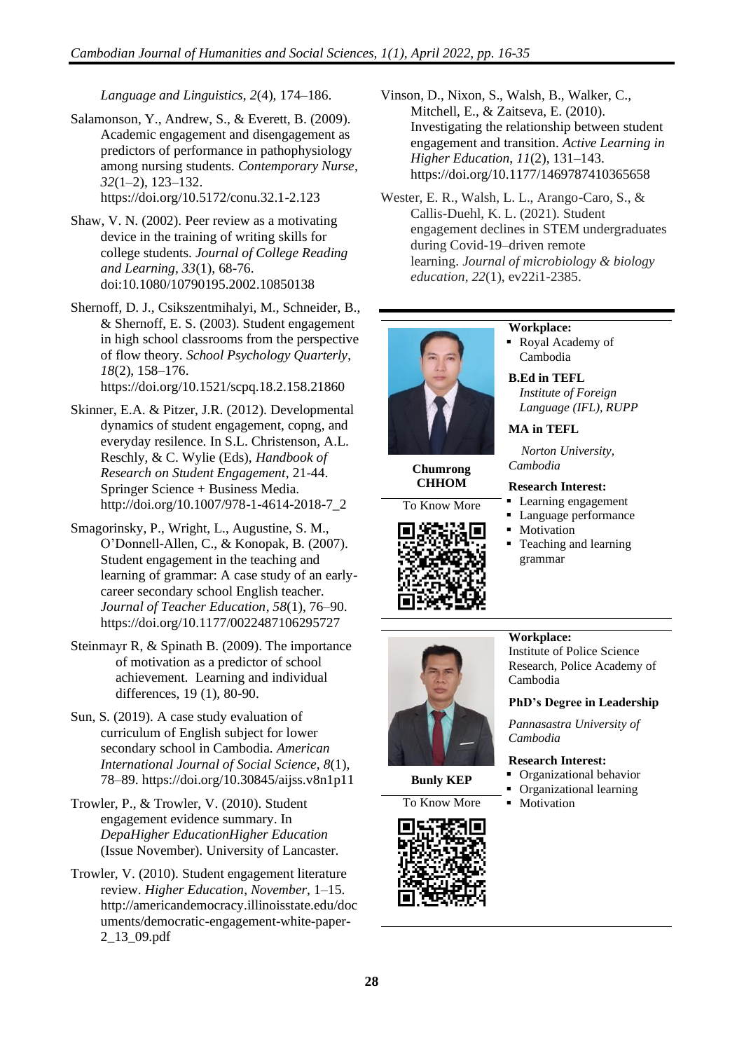*Language and Linguistics*, *2*(4), 174–186.

Salamonson, Y., Andrew, S., & Everett, B. (2009). Academic engagement and disengagement as predictors of performance in pathophysiology among nursing students. *Contemporary Nurse*, *32*(1–2), 123–132. https://doi.org/10.5172/conu.32.1-2.123

Shaw, V. N. (2002). Peer review as a motivating device in the training of writing skills for college students. *Journal of College Reading and Learning*, *33*(1), 68-76. doi:10.1080/10790195.2002.10850138

Shernoff, D. J., Csikszentmihalyi, M., Schneider, B., & Shernoff, E. S. (2003). Student engagement in high school classrooms from the perspective of flow theory. *School Psychology Quarterly*, *18*(2), 158–176. https://doi.org/10.1521/scpq.18.2.158.21860

Skinner, E.A. & Pitzer, J.R. (2012). Developmental dynamics of student engagement, copng, and everyday resilence. In S.L. Christenson, A.L. Reschly, & C. Wylie (Eds), *Handbook of Research on Student Engagement*, 21-44. Springer Science + Business Media. http://doi.org/10.1007/978-1-4614-2018-7_2

Smagorinsky, P., Wright, L., Augustine, S. M., O'Donnell-Allen, C., & Konopak, B. (2007). Student engagement in the teaching and learning of grammar: A case study of an early-career secondary school English teacher. *Journal of Teacher Education*, *58*(1), 76–90. https://doi.org/10.1177/0022487106295727

Steinmayr R, & Spinath B. (2009). The importance of motivation as a predictor of school achievement. Learning and individual differences, 19 (1), 80-90.

Sun, S. (2019). A case study evaluation of curriculum of English subject for lower secondary school in Cambodia. *American International Journal of Social Science*, *8*(1), 78–89. https://doi.org/10.30845/aijss.v8n1p11

Trowler, P., & Trowler, V. (2010). Student engagement evidence summary. In *DepaHigher EducationHigher Education* (Issue November). University of Lancaster.

Trowler, V. (2010). Student engagement literature review. *Higher Education*, *November*, 1–15. http://americandemocracy.illinoisstate.edu/documents/democratic-engagement-white-paper-2_13_09.pdf

Vinson, D., Nixon, S., Walsh, B., Walker, C., Mitchell, E., & Zaitseva, E. (2010). Investigating the relationship between student engagement and transition. *Active Learning in Higher Education*, *11*(2), 131–143. https://doi.org/10.1177/1469787410365658

Wester, E. R., Walsh, L. L., Arango-Caro, S., & Callis-Duehl, K. L. (2021). Student engagement declines in STEM undergraduates during Covid-19–driven remote learning. *Journal of microbiology & biology education*, *22*(1), ev22i1-2385.

---

**Chumrong CHHOM**

To Know More

**Workplace:**
- Royal Academy of Cambodia

**B.Ed in TEFL**
*Institute of Foreign Language (IFL), RUPP*

**MA in TEFL**
*Norton University, Cambodia*

**Research Interest:**
- Learning engagement
- Language performance
- Motivation
- Teaching and learning grammar

---

**Bunly KEP**

To Know More

**Workplace:**
Institute of Police Science Research, Police Academy of Cambodia

**PhD's Degree in Leadership**
*Pannasastra University of Cambodia*

**Research Interest:**
- Organizational behavior
- Organizational learning
- Motivation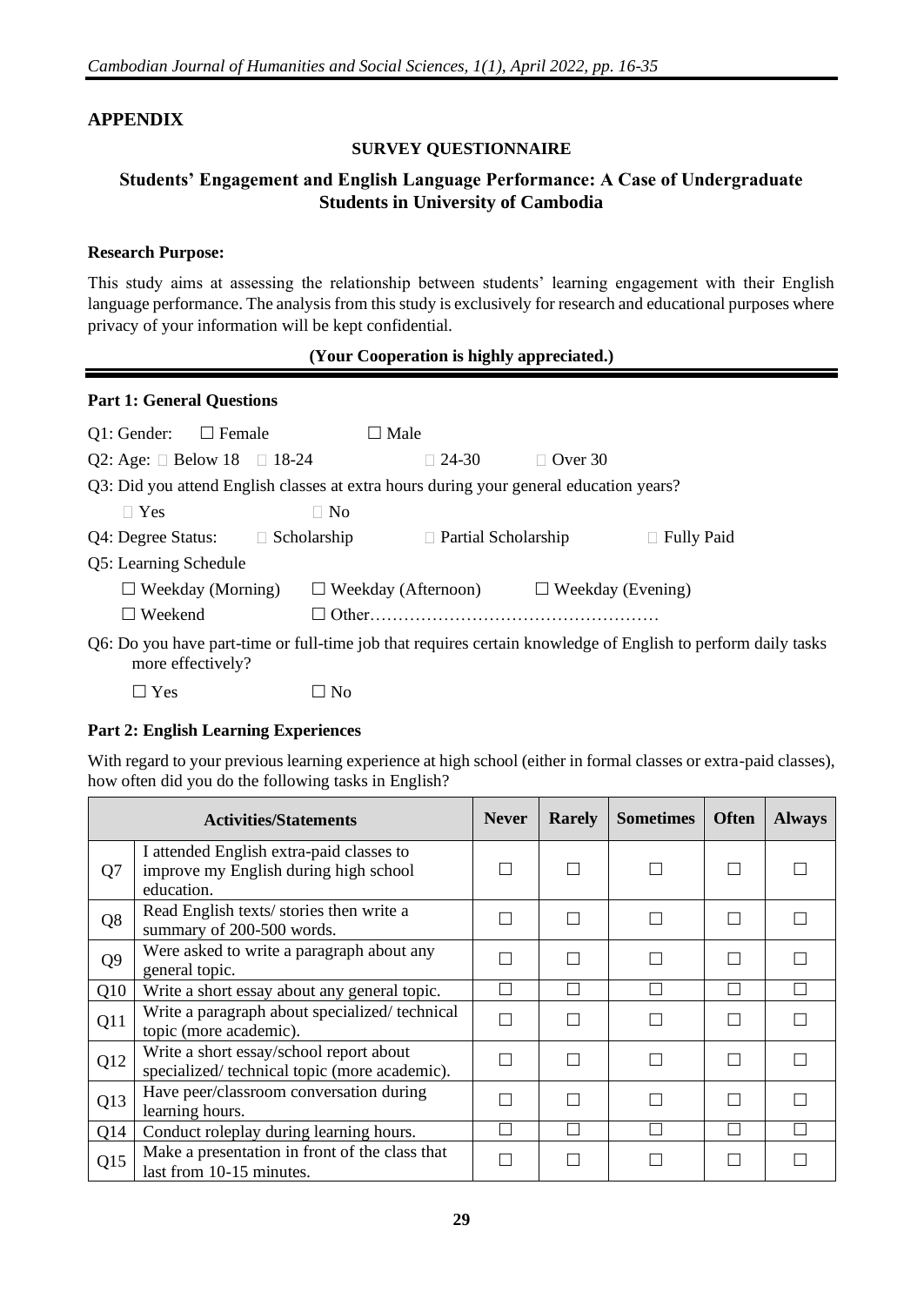## APPENDIX

**SURVEY QUESTIONNAIRE**

### Students' Engagement and English Language Performance: A Case of Undergraduate Students in University of Cambodia

**Research Purpose:**

This study aims at assessing the relationship between students' learning engagement with their English language performance. The analysis from this study is exclusively for research and educational purposes where privacy of your information will be kept confidential.

**(Your Cooperation is highly appreciated.)**

**Part 1: General Questions**

Q1: Gender: ☐ Female ☐ Male

Q2: Age: ☐ Below 18 ☐ 18-24 ☐ 24-30 ☐ Over 30

Q3: Did you attend English classes at extra hours during your general education years?

☐ Yes ☐ No

Q4: Degree Status: ☐ Scholarship ☐ Partial Scholarship ☐ Fully Paid

Q5: Learning Schedule

☐ Weekday (Morning) ☐ Weekday (Afternoon) ☐ Weekday (Evening)

☐ Weekend ☐ Other……………………………………………

Q6: Do you have part-time or full-time job that requires certain knowledge of English to perform daily tasks more effectively?

☐ Yes ☐ No

**Part 2: English Learning Experiences**

With regard to your previous learning experience at high school (either in formal classes or extra-paid classes), how often did you do the following tasks in English?

| Activities/Statements | | Never | Rarely | Sometimes | Often | Always |
|---|---|---|---|---|---|---|
| Q7 | I attended English extra-paid classes to improve my English during high school education. | ☐ | ☐ | ☐ | ☐ | ☐ |
| Q8 | Read English texts/ stories then write a summary of 200-500 words. | ☐ | ☐ | ☐ | ☐ | ☐ |
| Q9 | Were asked to write a paragraph about any general topic. | ☐ | ☐ | ☐ | ☐ | ☐ |
| Q10 | Write a short essay about any general topic. | ☐ | ☐ | ☐ | ☐ | ☐ |
| Q11 | Write a paragraph about specialized/ technical topic (more academic). | ☐ | ☐ | ☐ | ☐ | ☐ |
| Q12 | Write a short essay/school report about specialized/ technical topic (more academic). | ☐ | ☐ | ☐ | ☐ | ☐ |
| Q13 | Have peer/classroom conversation during learning hours. | ☐ | ☐ | ☐ | ☐ | ☐ |
| Q14 | Conduct roleplay during learning hours. | ☐ | ☐ | ☐ | ☐ | ☐ |
| Q15 | Make a presentation in front of the class that last from 10-15 minutes. | ☐ | ☐ | ☐ | ☐ | ☐ |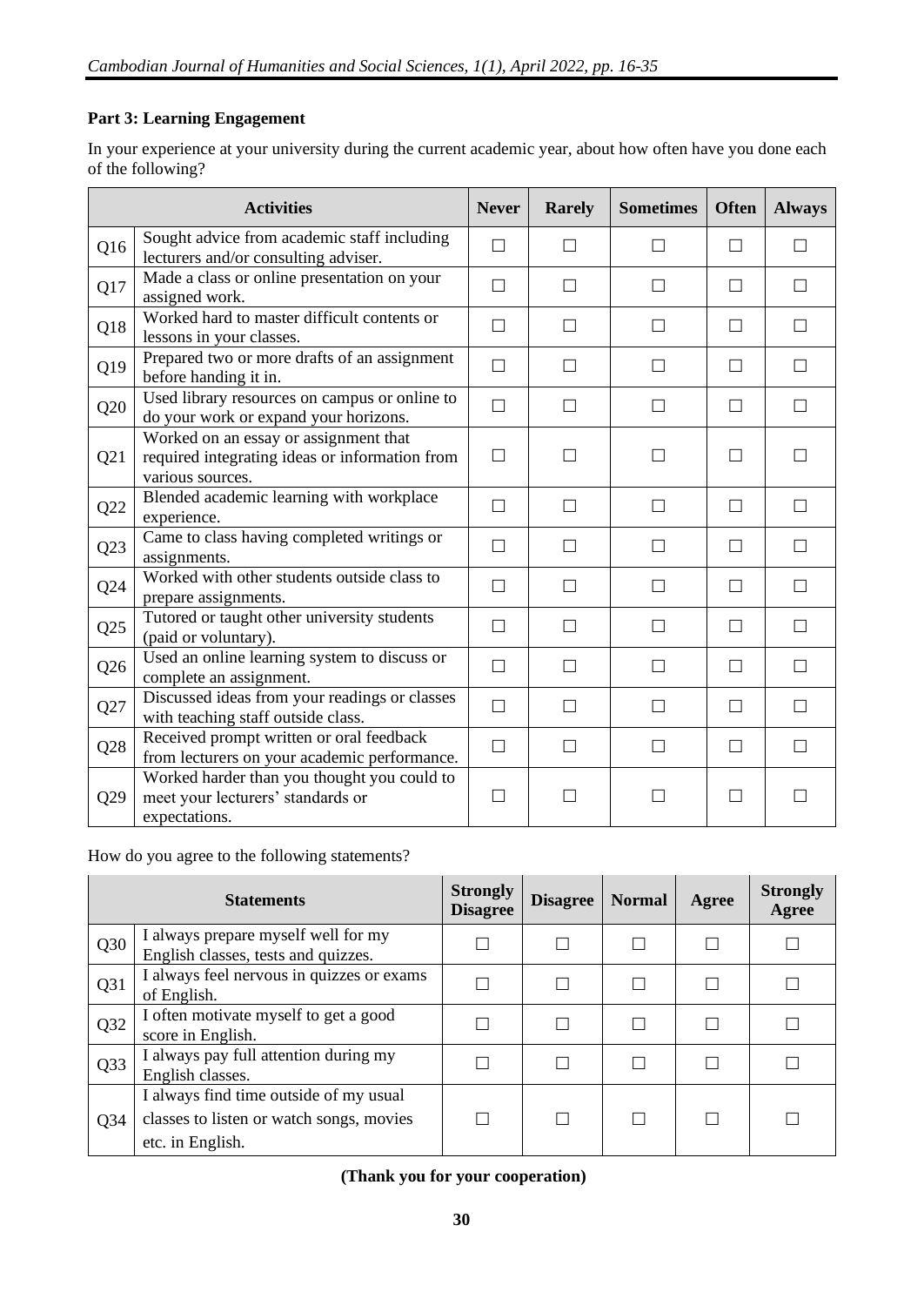**Part 3: Learning Engagement**

In your experience at your university during the current academic year, about how often have you done each of the following?

| | Activities | Never | Rarely | Sometimes | Often | Always |
|---|---|---|---|---|---|---|
| Q16 | Sought advice from academic staff including lecturers and/or consulting adviser. | ☐ | ☐ | ☐ | ☐ | ☐ |
| Q17 | Made a class or online presentation on your assigned work. | ☐ | ☐ | ☐ | ☐ | ☐ |
| Q18 | Worked hard to master difficult contents or lessons in your classes. | ☐ | ☐ | ☐ | ☐ | ☐ |
| Q19 | Prepared two or more drafts of an assignment before handing it in. | ☐ | ☐ | ☐ | ☐ | ☐ |
| Q20 | Used library resources on campus or online to do your work or expand your horizons. | ☐ | ☐ | ☐ | ☐ | ☐ |
| Q21 | Worked on an essay or assignment that required integrating ideas or information from various sources. | ☐ | ☐ | ☐ | ☐ | ☐ |
| Q22 | Blended academic learning with workplace experience. | ☐ | ☐ | ☐ | ☐ | ☐ |
| Q23 | Came to class having completed writings or assignments. | ☐ | ☐ | ☐ | ☐ | ☐ |
| Q24 | Worked with other students outside class to prepare assignments. | ☐ | ☐ | ☐ | ☐ | ☐ |
| Q25 | Tutored or taught other university students (paid or voluntary). | ☐ | ☐ | ☐ | ☐ | ☐ |
| Q26 | Used an online learning system to discuss or complete an assignment. | ☐ | ☐ | ☐ | ☐ | ☐ |
| Q27 | Discussed ideas from your readings or classes with teaching staff outside class. | ☐ | ☐ | ☐ | ☐ | ☐ |
| Q28 | Received prompt written or oral feedback from lecturers on your academic performance. | ☐ | ☐ | ☐ | ☐ | ☐ |
| Q29 | Worked harder than you thought you could to meet your lecturers' standards or expectations. | ☐ | ☐ | ☐ | ☐ | ☐ |

How do you agree to the following statements?

| | Statements | Strongly Disagree | Disagree | Normal | Agree | Strongly Agree |
|---|---|---|---|---|---|---|
| Q30 | I always prepare myself well for my English classes, tests and quizzes. | ☐ | ☐ | ☐ | ☐ | ☐ |
| Q31 | I always feel nervous in quizzes or exams of English. | ☐ | ☐ | ☐ | ☐ | ☐ |
| Q32 | I often motivate myself to get a good score in English. | ☐ | ☐ | ☐ | ☐ | ☐ |
| Q33 | I always pay full attention during my English classes. | ☐ | ☐ | ☐ | ☐ | ☐ |
| Q34 | I always find time outside of my usual classes to listen or watch songs, movies etc. in English. | ☐ | ☐ | ☐ | ☐ | ☐ |

**(Thank you for your cooperation)**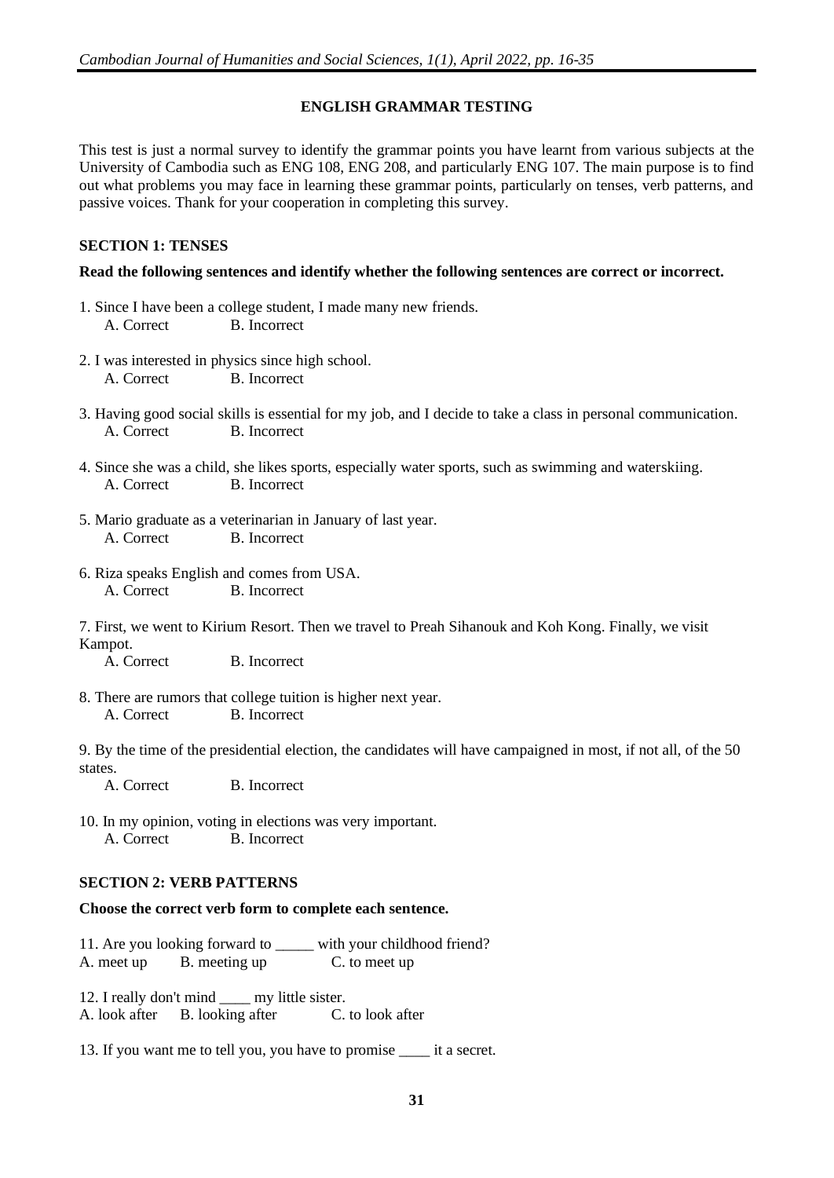## ENGLISH GRAMMAR TESTING

This test is just a normal survey to identify the grammar points you have learnt from various subjects at the University of Cambodia such as ENG 108, ENG 208, and particularly ENG 107. The main purpose is to find out what problems you may face in learning these grammar points, particularly on tenses, verb patterns, and passive voices. Thank for your cooperation in completing this survey.

### SECTION 1: TENSES

**Read the following sentences and identify whether the following sentences are correct or incorrect.**

1. Since I have been a college student, I made many new friends.
   A. Correct B. Incorrect

2. I was interested in physics since high school.
   A. Correct B. Incorrect

3. Having good social skills is essential for my job, and I decide to take a class in personal communication.
   A. Correct B. Incorrect

4. Since she was a child, she likes sports, especially water sports, such as swimming and waterskiing.
   A. Correct B. Incorrect

5. Mario graduate as a veterinarian in January of last year.
   A. Correct B. Incorrect

6. Riza speaks English and comes from USA.
   A. Correct B. Incorrect

7. First, we went to Kirium Resort. Then we travel to Preah Sihanouk and Koh Kong. Finally, we visit Kampot.
   A. Correct B. Incorrect

8. There are rumors that college tuition is higher next year.
   A. Correct B. Incorrect

9. By the time of the presidential election, the candidates will have campaigned in most, if not all, of the 50 states.
   A. Correct B. Incorrect

10. In my opinion, voting in elections was very important.
    A. Correct B. Incorrect

### SECTION 2: VERB PATTERNS

**Choose the correct verb form to complete each sentence.**

11. Are you looking forward to _____ with your childhood friend?
A. meet up B. meeting up C. to meet up

12. I really don't mind ____ my little sister.
A. look after B. looking after C. to look after

13. If you want me to tell you, you have to promise ____ it a secret.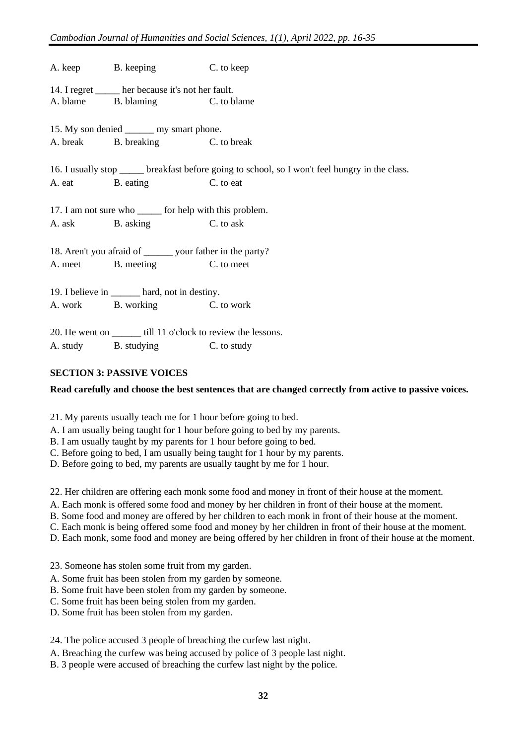A. keep B. keeping C. to keep

14. I regret _____ her because it's not her fault.
A. blame B. blaming C. to blame

15. My son denied ______ my smart phone.
A. break B. breaking C. to break

16. I usually stop _____ breakfast before going to school, so I won't feel hungry in the class.
A. eat B. eating C. to eat

17. I am not sure who _____ for help with this problem.
A. ask B. asking C. to ask

18. Aren't you afraid of ______ your father in the party?
A. meet B. meeting C. to meet

19. I believe in ______ hard, not in destiny.
A. work B. working C. to work

20. He went on ______ till 11 o'clock to review the lessons.
A. study B. studying C. to study

**SECTION 3: PASSIVE VOICES**

**Read carefully and choose the best sentences that are changed correctly from active to passive voices.**

21. My parents usually teach me for 1 hour before going to bed.
A. I am usually being taught for 1 hour before going to bed by my parents.
B. I am usually taught by my parents for 1 hour before going to bed.
C. Before going to bed, I am usually being taught for 1 hour by my parents.
D. Before going to bed, my parents are usually taught by me for 1 hour.

22. Her children are offering each monk some food and money in front of their house at the moment.
A. Each monk is offered some food and money by her children in front of their house at the moment.
B. Some food and money are offered by her children to each monk in front of their house at the moment.
C. Each monk is being offered some food and money by her children in front of their house at the moment.
D. Each monk, some food and money are being offered by her children in front of their house at the moment.

23. Someone has stolen some fruit from my garden.
A. Some fruit has been stolen from my garden by someone.
B. Some fruit have been stolen from my garden by someone.
C. Some fruit has been being stolen from my garden.
D. Some fruit has been stolen from my garden.

24. The police accused 3 people of breaching the curfew last night.
A. Breaching the curfew was being accused by police of 3 people last night.
B. 3 people were accused of breaching the curfew last night by the police.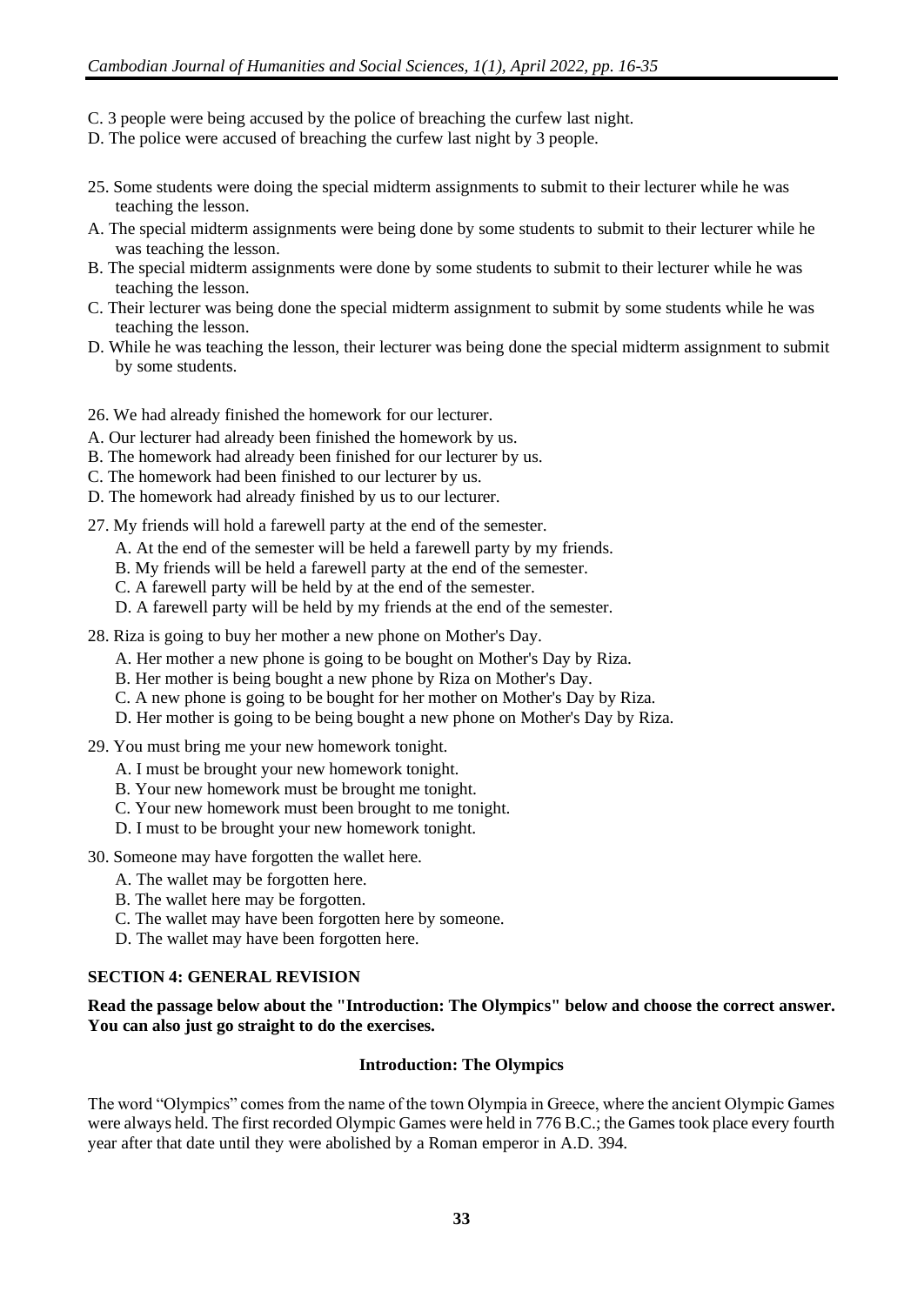C. 3 people were being accused by the police of breaching the curfew last night.

D. The police were accused of breaching the curfew last night by 3 people.

25. Some students were doing the special midterm assignments to submit to their lecturer while he was teaching the lesson.

A. The special midterm assignments were being done by some students to submit to their lecturer while he was teaching the lesson.

B. The special midterm assignments were done by some students to submit to their lecturer while he was teaching the lesson.

C. Their lecturer was being done the special midterm assignment to submit by some students while he was teaching the lesson.

D. While he was teaching the lesson, their lecturer was being done the special midterm assignment to submit by some students.

26. We had already finished the homework for our lecturer.

A. Our lecturer had already been finished the homework by us.

B. The homework had already been finished for our lecturer by us.

C. The homework had been finished to our lecturer by us.

D. The homework had already finished by us to our lecturer.

27. My friends will hold a farewell party at the end of the semester.

A. At the end of the semester will be held a farewell party by my friends.

B. My friends will be held a farewell party at the end of the semester.

C. A farewell party will be held by at the end of the semester.

D. A farewell party will be held by my friends at the end of the semester.

28. Riza is going to buy her mother a new phone on Mother's Day.

A. Her mother a new phone is going to be bought on Mother's Day by Riza.

B. Her mother is being bought a new phone by Riza on Mother's Day.

C. A new phone is going to be bought for her mother on Mother's Day by Riza.

D. Her mother is going to be being bought a new phone on Mother's Day by Riza.

29. You must bring me your new homework tonight.

A. I must be brought your new homework tonight.

B. Your new homework must be brought me tonight.

C. Your new homework must been brought to me tonight.

D. I must to be brought your new homework tonight.

30. Someone may have forgotten the wallet here.

A. The wallet may be forgotten here.

B. The wallet here may be forgotten.

C. The wallet may have been forgotten here by someone.

D. The wallet may have been forgotten here.

## SECTION 4: GENERAL REVISION

**Read the passage below about the "Introduction: The Olympics" below and choose the correct answer. You can also just go straight to do the exercises.**

### Introduction: The Olympics

The word "Olympics" comes from the name of the town Olympia in Greece, where the ancient Olympic Games were always held. The first recorded Olympic Games were held in 776 B.C.; the Games took place every fourth year after that date until they were abolished by a Roman emperor in A.D. 394.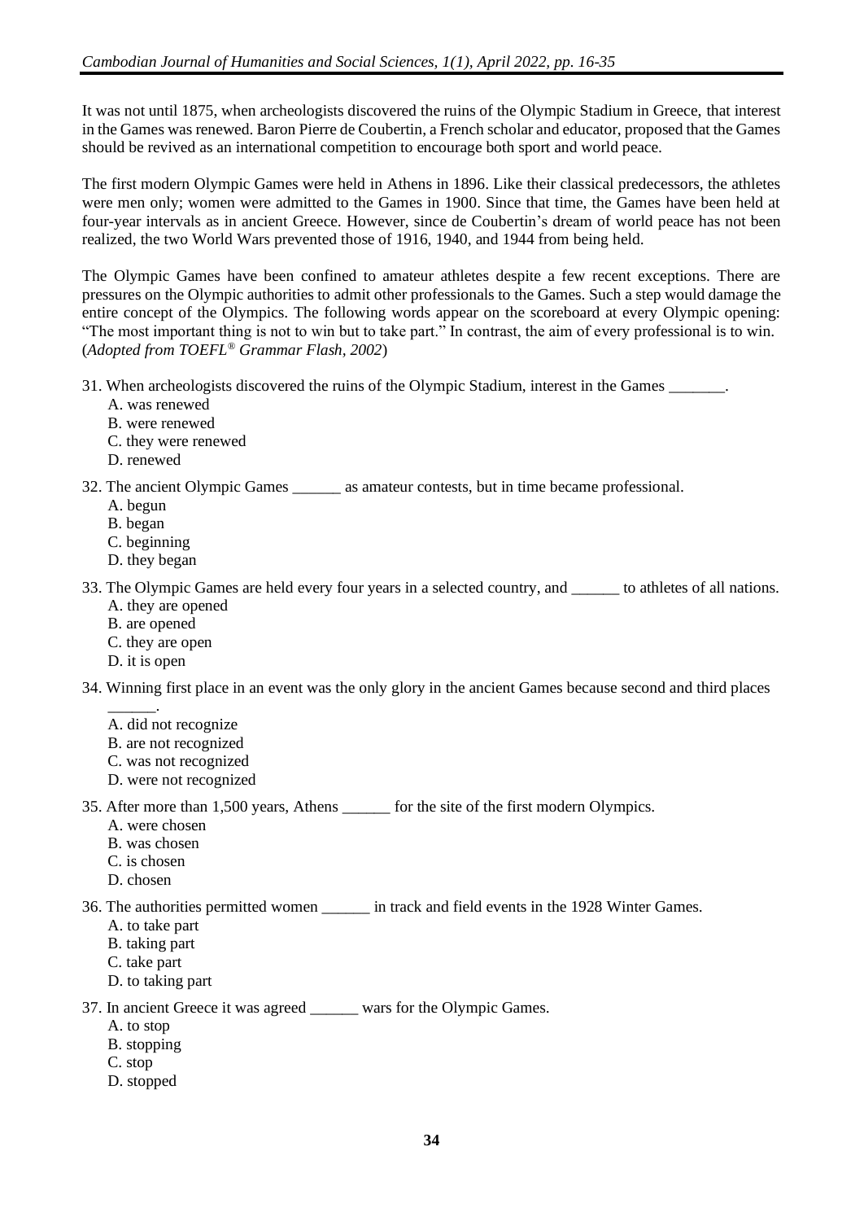It was not until 1875, when archeologists discovered the ruins of the Olympic Stadium in Greece, that interest in the Games was renewed. Baron Pierre de Coubertin, a French scholar and educator, proposed that the Games should be revived as an international competition to encourage both sport and world peace.

The first modern Olympic Games were held in Athens in 1896. Like their classical predecessors, the athletes were men only; women were admitted to the Games in 1900. Since that time, the Games have been held at four-year intervals as in ancient Greece. However, since de Coubertin's dream of world peace has not been realized, the two World Wars prevented those of 1916, 1940, and 1944 from being held.

The Olympic Games have been confined to amateur athletes despite a few recent exceptions. There are pressures on the Olympic authorities to admit other professionals to the Games. Such a step would damage the entire concept of the Olympics. The following words appear on the scoreboard at every Olympic opening: "The most important thing is not to win but to take part." In contrast, the aim of every professional is to win. (*Adopted from TOEFL® Grammar Flash, 2002*)

31. When archeologists discovered the ruins of the Olympic Stadium, interest in the Games _______.
    A. was renewed
    B. were renewed
    C. they were renewed
    D. renewed

32. The ancient Olympic Games ______ as amateur contests, but in time became professional.
    A. begun
    B. began
    C. beginning
    D. they began

33. The Olympic Games are held every four years in a selected country, and ______ to athletes of all nations.
    A. they are opened
    B. are opened
    C. they are open
    D. it is open

34. Winning first place in an event was the only glory in the ancient Games because second and third places ______.
    A. did not recognize
    B. are not recognized
    C. was not recognized
    D. were not recognized

35. After more than 1,500 years, Athens ______ for the site of the first modern Olympics.
    A. were chosen
    B. was chosen
    C. is chosen
    D. chosen

36. The authorities permitted women ______ in track and field events in the 1928 Winter Games.
    A. to take part
    B. taking part
    C. take part
    D. to taking part

37. In ancient Greece it was agreed ______ wars for the Olympic Games.
    A. to stop
    B. stopping
    C. stop
    D. stopped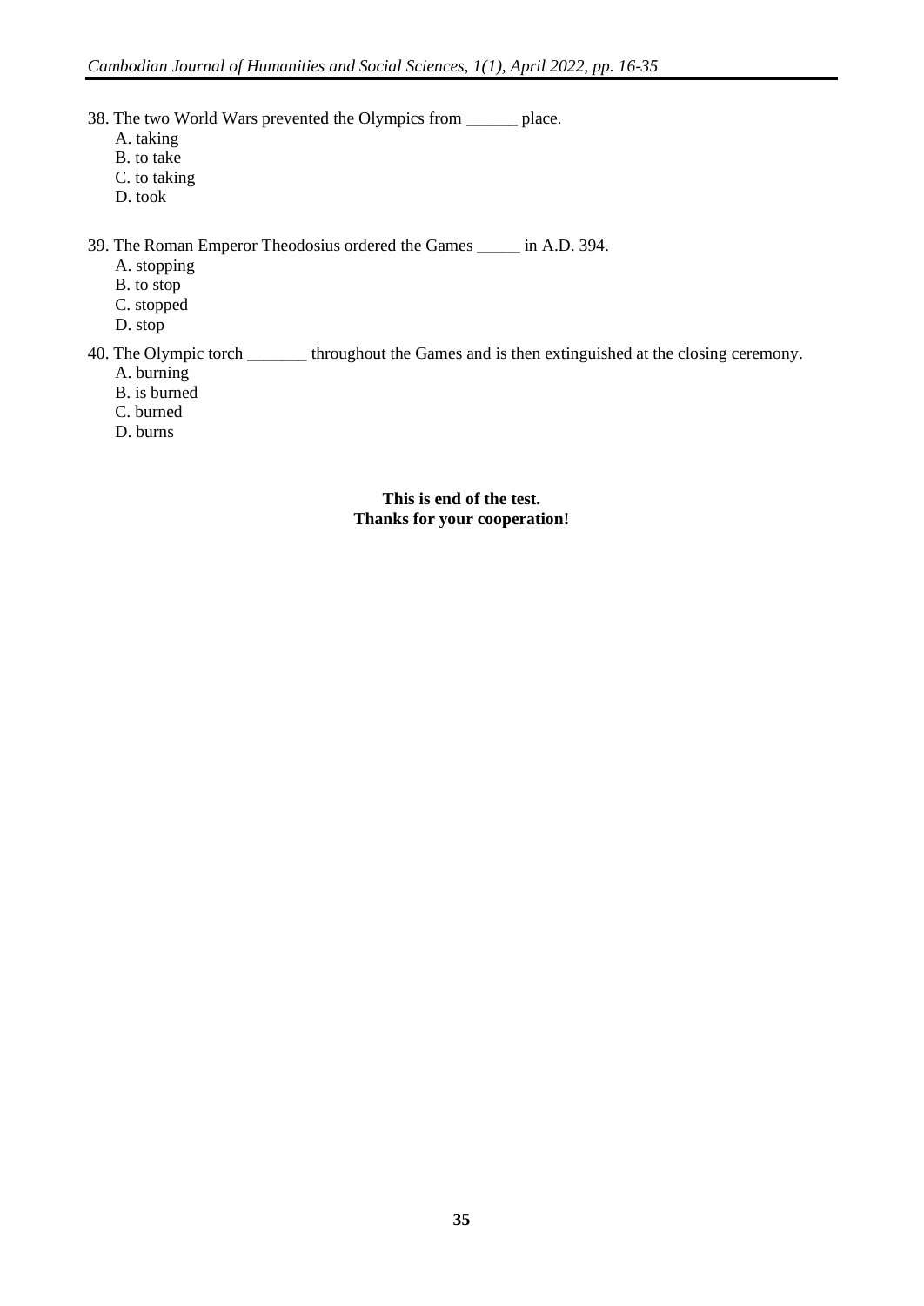38. The two World Wars prevented the Olympics from ______ place.
    A. taking
    B. to take
    C. to taking
    D. took

39. The Roman Emperor Theodosius ordered the Games _____ in A.D. 394.
    A. stopping
    B. to stop
    C. stopped
    D. stop

40. The Olympic torch _______ throughout the Games and is then extinguished at the closing ceremony.
    A. burning
    B. is burned
    C. burned
    D. burns

**This is end of the test.**
**Thanks for your cooperation!**